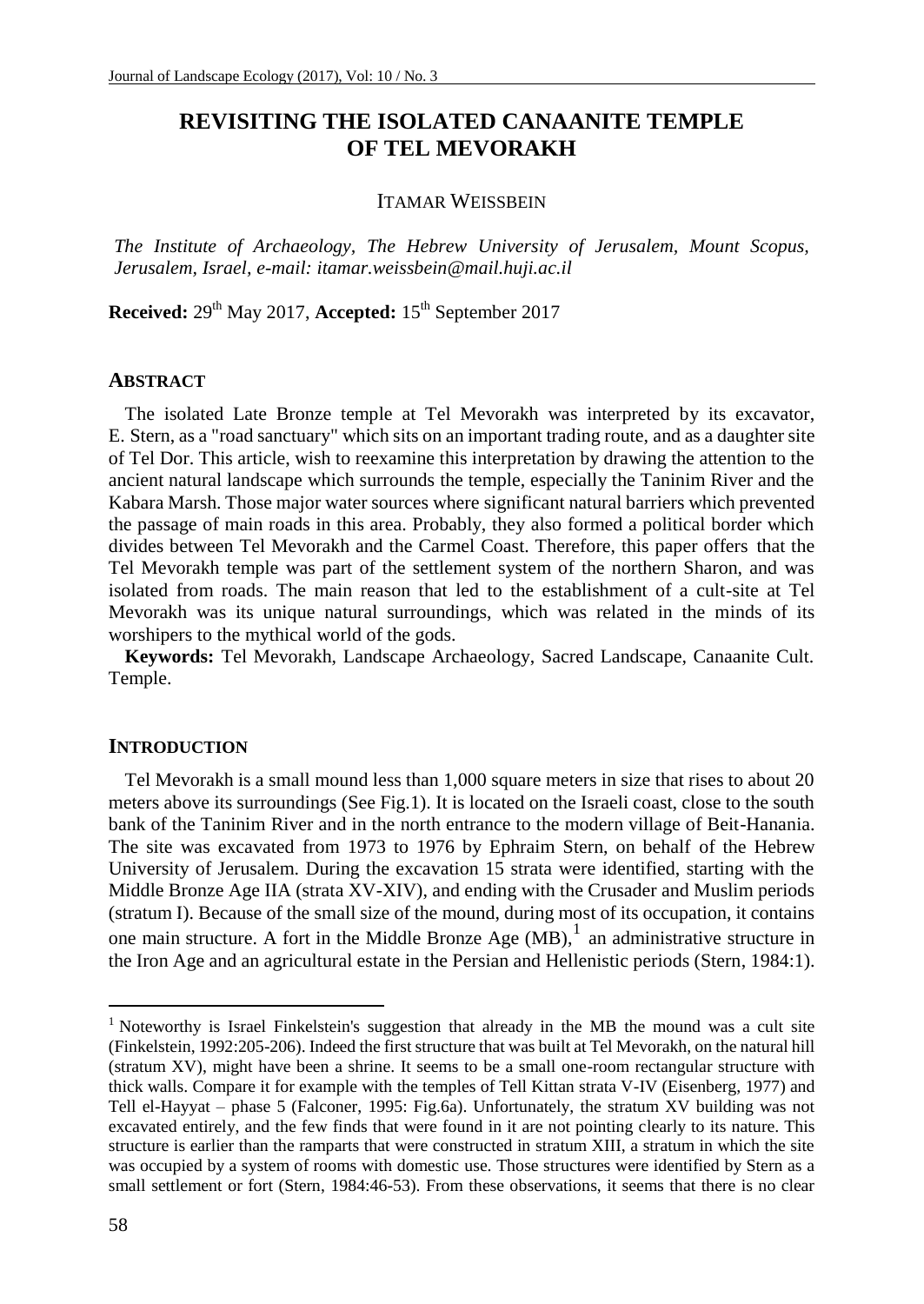# REVISITING THE ISOLATED CANAANITE TEMPLE OF TEL MEVORAKH

ITAMAR WEISSBEIN

*The Institute of Archaeology, The Hebrew University of Jerusalem, Mount Scopus, Jerusalem, Israel, e-mail: itamar.weissbein@mail.huji.ac.il*

**Received:** 29th May 2017, **Accepted:** 15th September 2017

## ABSTRACT

The isolated Late Bronze temple at Tel Mevorakh was interpreted by its excavator, E. Stern, as a "road sanctuary" which sits on an important trading route, and as a daughter site of Tel Dor. This article, wish to reexamine this interpretation by drawing the attention to the ancient natural landscape which surrounds the temple, especially the Taninim River and the Kabara Marsh. Those major water sources where significant natural barriers which prevented the passage of main roads in this area. Probably, they also formed a political border which divides between Tel Mevorakh and the Carmel Coast. Therefore, this paper offers that the Tel Mevorakh temple was part of the settlement system of the northern Sharon, and was isolated from roads. The main reason that led to the establishment of a cult-site at Tel Mevorakh was its unique natural surroundings, which was related in the minds of its worshipers to the mythical world of the gods.

**Keywords:** Tel Mevorakh, Landscape Archaeology, Sacred Landscape, Canaanite Cult. Temple.

## INTRODUCTION

Tel Mevorakh is a small mound less than 1,000 square meters in size that rises to about 20 meters above its surroundings (See Fig.1). It is located on the Israeli coast, close to the south bank of the Taninim River and in the north entrance to the modern village of Beit-Hanania. The site was excavated from 1973 to 1976 by Ephraim Stern, on behalf of the Hebrew University of Jerusalem. During the excavation 15 strata were identified, starting with the Middle Bronze Age IIA (strata XV-XIV), and ending with the Crusader and Muslim periods (stratum I). Because of the small size of the mound, during most of its occupation, it contains one main structure. A fort in the Middle Bronze Age (MB),[1] an administrative structure in the Iron Age and an agricultural estate in the Persian and Hellenistic periods (Stern, 1984:1).

[1] Noteworthy is Israel Finkelstein's suggestion that already in the MB the mound was a cult site (Finkelstein, 1992:205-206). Indeed the first structure that was built at Tel Mevorakh, on the natural hill (stratum XV), might have been a shrine. It seems to be a small one-room rectangular structure with thick walls. Compare it for example with the temples of Tell Kittan strata V-IV (Eisenberg, 1977) and Tell el-Hayyat – phase 5 (Falconer, 1995: Fig.6a). Unfortunately, the stratum XV building was not excavated entirely, and the few finds that were found in it are not pointing clearly to its nature. This structure is earlier than the ramparts that were constructed in stratum XIII, a stratum in which the site was occupied by a system of rooms with domestic use. Those structures were identified by Stern as a small settlement or fort (Stern, 1984:46-53). From these observations, it seems that there is no clear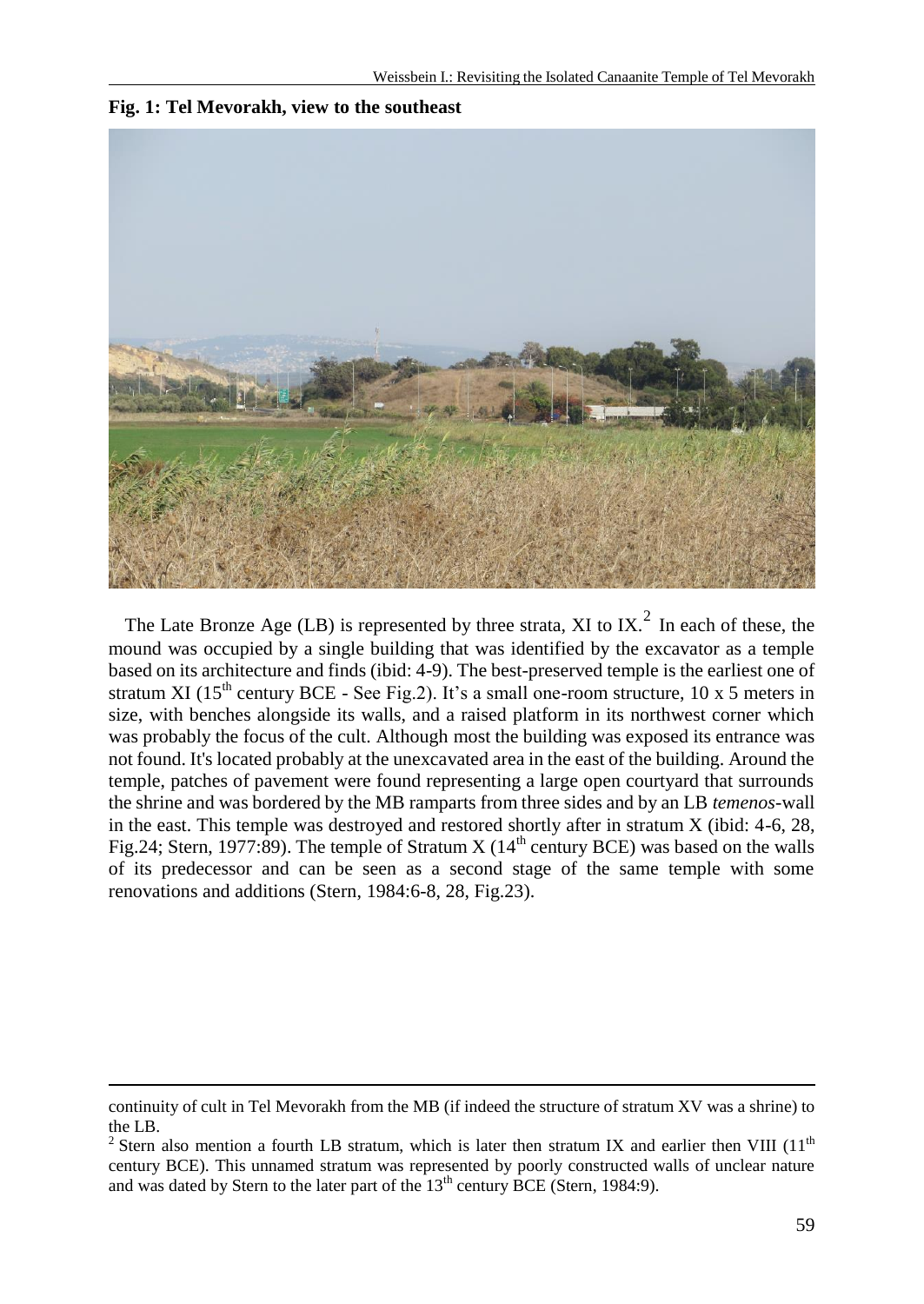**Fig. 1: Tel Mevorakh, view to the southeast**

The Late Bronze Age (LB) is represented by three strata, XI to IX.[2] In each of these, the mound was occupied by a single building that was identified by the excavator as a temple based on its architecture and finds (ibid: 4-9). The best-preserved temple is the earliest one of stratum XI (15th century BCE - See Fig.2). It's a small one-room structure, 10 x 5 meters in size, with benches alongside its walls, and a raised platform in its northwest corner which was probably the focus of the cult. Although most the building was exposed its entrance was not found. It's located probably at the unexcavated area in the east of the building. Around the temple, patches of pavement were found representing a large open courtyard that surrounds the shrine and was bordered by the MB ramparts from three sides and by an LB *temenos*-wall in the east. This temple was destroyed and restored shortly after in stratum X (ibid: 4-6, 28, Fig.24; Stern, 1977:89). The temple of Stratum X (14th century BCE) was based on the walls of its predecessor and can be seen as a second stage of the same temple with some renovations and additions (Stern, 1984:6-8, 28, Fig.23).

---

continuity of cult in Tel Mevorakh from the MB (if indeed the structure of stratum XV was a shrine) to the LB.

[2] Stern also mention a fourth LB stratum, which is later then stratum IX and earlier then VIII (11th century BCE). This unnamed stratum was represented by poorly constructed walls of unclear nature and was dated by Stern to the later part of the 13th century BCE (Stern, 1984:9).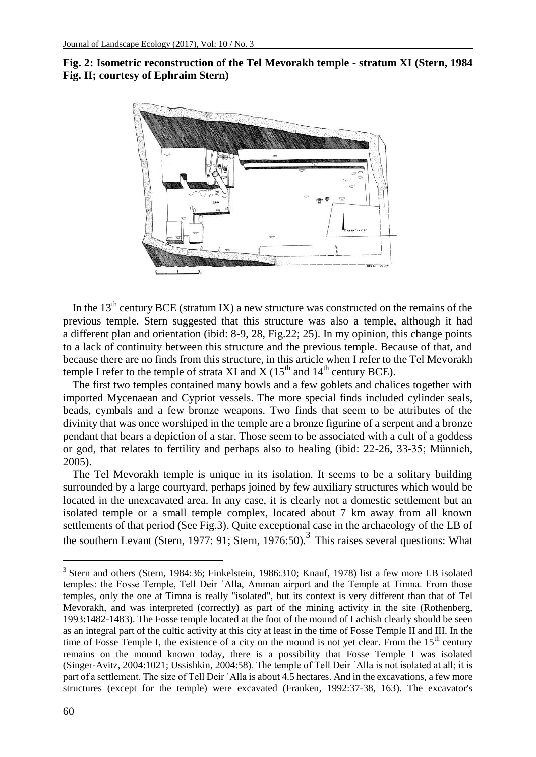**Fig. 2: Isometric reconstruction of the Tel Mevorakh temple - stratum XI (Stern, 1984 Fig. II; courtesy of Ephraim Stern)**

In the 13th century BCE (stratum IX) a new structure was constructed on the remains of the previous temple. Stern suggested that this structure was also a temple, although it had a different plan and orientation (ibid: 8-9, 28, Fig.22; 25). In my opinion, this change points to a lack of continuity between this structure and the previous temple. Because of that, and because there are no finds from this structure, in this article when I refer to the Tel Mevorakh temple I refer to the temple of strata XI and X (15th and 14th century BCE).

The first two temples contained many bowls and a few goblets and chalices together with imported Mycenaean and Cypriot vessels. The more special finds included cylinder seals, beads, cymbals and a few bronze weapons. Two finds that seem to be attributes of the divinity that was once worshiped in the temple are a bronze figurine of a serpent and a bronze pendant that bears a depiction of a star. Those seem to be associated with a cult of a goddess or god, that relates to fertility and perhaps also to healing (ibid: 22-26, 33-35; Münnich, 2005).

The Tel Mevorakh temple is unique in its isolation. It seems to be a solitary building surrounded by a large courtyard, perhaps joined by few auxiliary structures which would be located in the unexcavated area. In any case, it is clearly not a domestic settlement but an isolated temple or a small temple complex, located about 7 km away from all known settlements of that period (See Fig.3). Quite exceptional case in the archaeology of the LB of the southern Levant (Stern, 1977: 91; Stern, 1976:50).[3] This raises several questions: What

---

[3] Stern and others (Stern, 1984:36; Finkelstein, 1986:310; Knauf, 1978) list a few more LB isolated temples: the Fosse Temple, Tell Deir ʿAlla, Amman airport and the Temple at Timna. From those temples, only the one at Timna is really "isolated", but its context is very different than that of Tel Mevorakh, and was interpreted (correctly) as part of the mining activity in the site (Rothenberg, 1993:1482-1483). The Fosse temple located at the foot of the mound of Lachish clearly should be seen as an integral part of the cultic activity at this city at least in the time of Fosse Temple II and III. In the time of Fosse Temple I, the existence of a city on the mound is not yet clear. From the 15th century remains on the mound known today, there is a possibility that Fosse Temple I was isolated (Singer-Avitz, 2004:1021; Ussishkin, 2004:58). The temple of Tell Deir ʿAlla is not isolated at all; it is part of a settlement. The size of Tell Deir ʿAlla is about 4.5 hectares. And in the excavations, a few more structures (except for the temple) were excavated (Franken, 1992:37-38, 163). The excavator's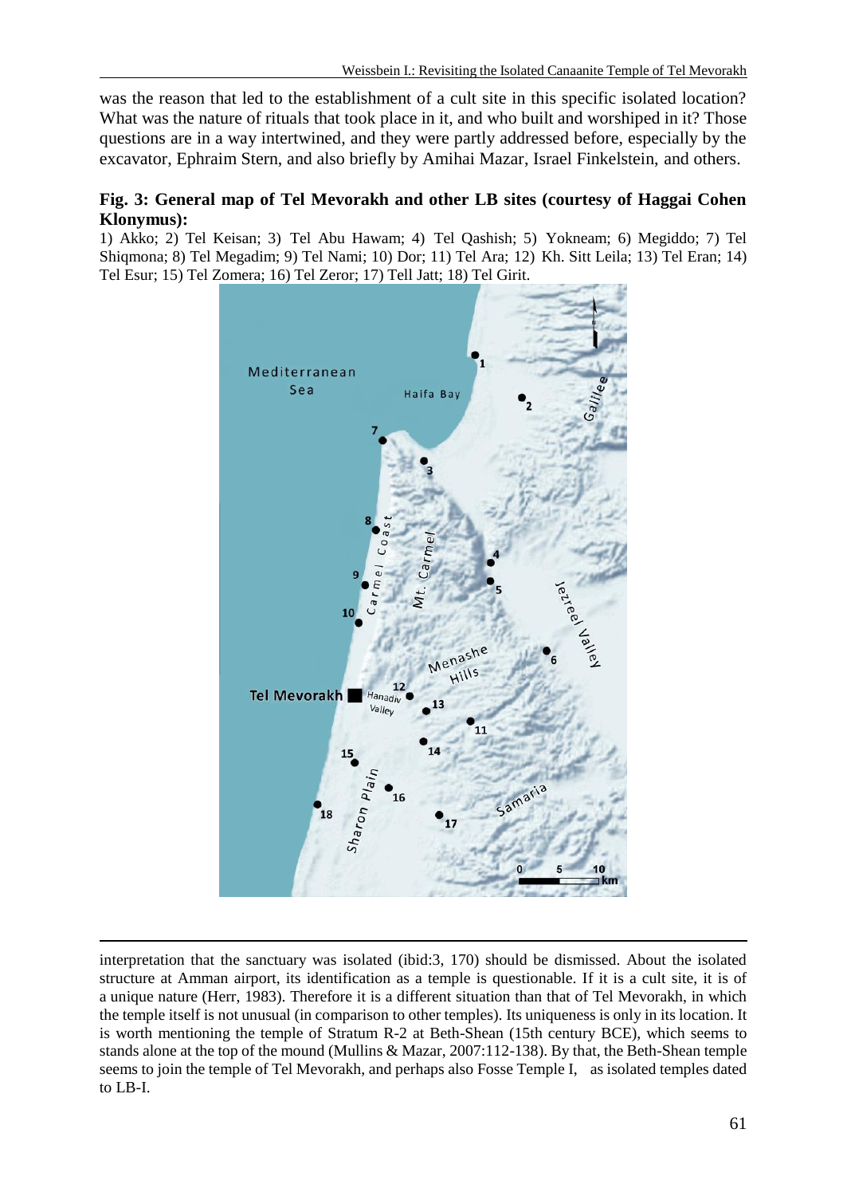was the reason that led to the establishment of a cult site in this specific isolated location? What was the nature of rituals that took place in it, and who built and worshiped in it? Those questions are in a way intertwined, and they were partly addressed before, especially by the excavator, Ephraim Stern, and also briefly by Amihai Mazar, Israel Finkelstein, and others.

**Fig. 3: General map of Tel Mevorakh and other LB sites (courtesy of Haggai Cohen Klonymus):**
1) Akko; 2) Tel Keisan; 3) Tel Abu Hawam; 4) Tel Qashish; 5) Yokneam; 6) Megiddo; 7) Tel Shiqmona; 8) Tel Megadim; 9) Tel Nami; 10) Dor; 11) Tel Ara; 12) Kh. Sitt Leila; 13) Tel Eran; 14) Tel Esur; 15) Tel Zomera; 16) Tel Zeror; 17) Tell Jatt; 18) Tel Girit.

---

interpretation that the sanctuary was isolated (ibid:3, 170) should be dismissed. About the isolated structure at Amman airport, its identification as a temple is questionable. If it is a cult site, it is of a unique nature (Herr, 1983). Therefore it is a different situation than that of Tel Mevorakh, in which the temple itself is not unusual (in comparison to other temples). Its uniqueness is only in its location. It is worth mentioning the temple of Stratum R-2 at Beth-Shean (15th century BCE), which seems to stands alone at the top of the mound (Mullins & Mazar, 2007:112-138). By that, the Beth-Shean temple seems to join the temple of Tel Mevorakh, and perhaps also Fosse Temple I, as isolated temples dated to LB-I.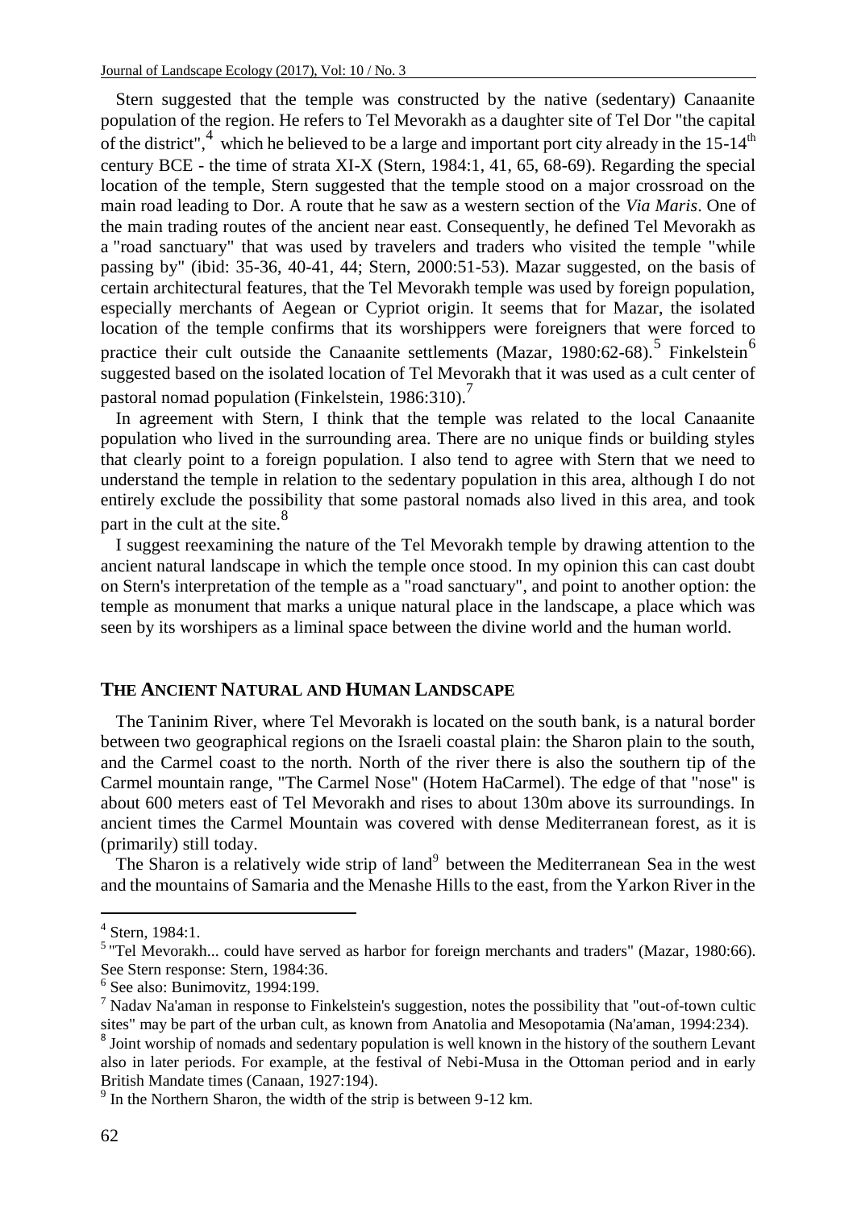Stern suggested that the temple was constructed by the native (sedentary) Canaanite population of the region. He refers to Tel Mevorakh as a daughter site of Tel Dor "the capital of the district",[4] which he believed to be a large and important port city already in the 15-14$^{th}$ century BCE - the time of strata XI-X (Stern, 1984:1, 41, 65, 68-69). Regarding the special location of the temple, Stern suggested that the temple stood on a major crossroad on the main road leading to Dor. A route that he saw as a western section of the *Via Maris*. One of the main trading routes of the ancient near east. Consequently, he defined Tel Mevorakh as a "road sanctuary" that was used by travelers and traders who visited the temple "while passing by" (ibid: 35-36, 40-41, 44; Stern, 2000:51-53). Mazar suggested, on the basis of certain architectural features, that the Tel Mevorakh temple was used by foreign population, especially merchants of Aegean or Cypriot origin. It seems that for Mazar, the isolated location of the temple confirms that its worshippers were foreigners that were forced to practice their cult outside the Canaanite settlements (Mazar, 1980:62-68).[5] Finkelstein[6] suggested based on the isolated location of Tel Mevorakh that it was used as a cult center of pastoral nomad population (Finkelstein, 1986:310).[7]

In agreement with Stern, I think that the temple was related to the local Canaanite population who lived in the surrounding area. There are no unique finds or building styles that clearly point to a foreign population. I also tend to agree with Stern that we need to understand the temple in relation to the sedentary population in this area, although I do not entirely exclude the possibility that some pastoral nomads also lived in this area, and took part in the cult at the site.[8]

I suggest reexamining the nature of the Tel Mevorakh temple by drawing attention to the ancient natural landscape in which the temple once stood. In my opinion this can cast doubt on Stern's interpretation of the temple as a "road sanctuary", and point to another option: the temple as monument that marks a unique natural place in the landscape, a place which was seen by its worshipers as a liminal space between the divine world and the human world.

## THE ANCIENT NATURAL AND HUMAN LANDSCAPE

The Taninim River, where Tel Mevorakh is located on the south bank, is a natural border between two geographical regions on the Israeli coastal plain: the Sharon plain to the south, and the Carmel coast to the north. North of the river there is also the southern tip of the Carmel mountain range, "The Carmel Nose" (Hotem HaCarmel). The edge of that "nose" is about 600 meters east of Tel Mevorakh and rises to about 130m above its surroundings. In ancient times the Carmel Mountain was covered with dense Mediterranean forest, as it is (primarily) still today.

The Sharon is a relatively wide strip of land[9] between the Mediterranean Sea in the west and the mountains of Samaria and the Menashe Hills to the east, from the Yarkon River in the

---

[4] Stern, 1984:1.

[5] "Tel Mevorakh... could have served as harbor for foreign merchants and traders" (Mazar, 1980:66). See Stern response: Stern, 1984:36.

[6] See also: Bunimovitz, 1994:199.

[7] Nadav Na'aman in response to Finkelstein's suggestion, notes the possibility that "out-of-town cultic sites" may be part of the urban cult, as known from Anatolia and Mesopotamia (Na'aman, 1994:234).

[8] Joint worship of nomads and sedentary population is well known in the history of the southern Levant also in later periods. For example, at the festival of Nebi-Musa in the Ottoman period and in early British Mandate times (Canaan, 1927:194).

[9] In the Northern Sharon, the width of the strip is between 9-12 km.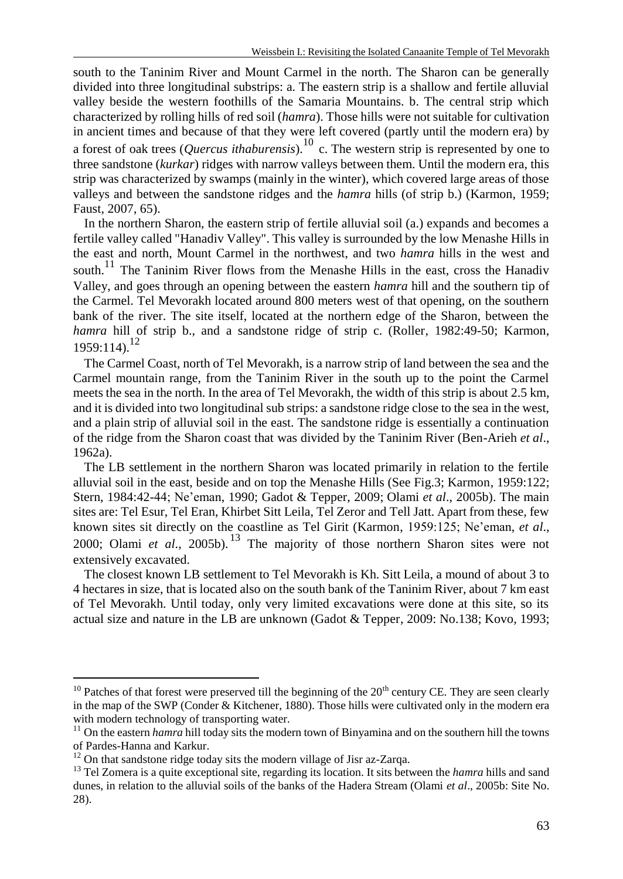south to the Taninim River and Mount Carmel in the north. The Sharon can be generally divided into three longitudinal substrips: a. The eastern strip is a shallow and fertile alluvial valley beside the western foothills of the Samaria Mountains. b. The central strip which characterized by rolling hills of red soil (*hamra*). Those hills were not suitable for cultivation in ancient times and because of that they were left covered (partly until the modern era) by a forest of oak trees (*Quercus ithaburensis*).[10] c. The western strip is represented by one to three sandstone (*kurkar*) ridges with narrow valleys between them. Until the modern era, this strip was characterized by swamps (mainly in the winter), which covered large areas of those valleys and between the sandstone ridges and the *hamra* hills (of strip b.) (Karmon, 1959; Faust, 2007, 65).

In the northern Sharon, the eastern strip of fertile alluvial soil (a.) expands and becomes a fertile valley called "Hanadiv Valley". This valley is surrounded by the low Menashe Hills in the east and north, Mount Carmel in the northwest, and two *hamra* hills in the west and south.[11] The Taninim River flows from the Menashe Hills in the east, cross the Hanadiv Valley, and goes through an opening between the eastern *hamra* hill and the southern tip of the Carmel. Tel Mevorakh located around 800 meters west of that opening, on the southern bank of the river. The site itself, located at the northern edge of the Sharon, between the *hamra* hill of strip b., and a sandstone ridge of strip c. (Roller, 1982:49-50; Karmon, 1959:114).[12]

The Carmel Coast, north of Tel Mevorakh, is a narrow strip of land between the sea and the Carmel mountain range, from the Taninim River in the south up to the point the Carmel meets the sea in the north. In the area of Tel Mevorakh, the width of this strip is about 2.5 km, and it is divided into two longitudinal sub strips: a sandstone ridge close to the sea in the west, and a plain strip of alluvial soil in the east. The sandstone ridge is essentially a continuation of the ridge from the Sharon coast that was divided by the Taninim River (Ben-Arieh *et al*., 1962a).

The LB settlement in the northern Sharon was located primarily in relation to the fertile alluvial soil in the east, beside and on top the Menashe Hills (See Fig.3; Karmon, 1959:122; Stern, 1984:42-44; Ne'eman, 1990; Gadot & Tepper, 2009; Olami *et al*., 2005b). The main sites are: Tel Esur, Tel Eran, Khirbet Sitt Leila, Tel Zeror and Tell Jatt. Apart from these, few known sites sit directly on the coastline as Tel Girit (Karmon, 1959:125; Ne'eman, *et al*., 2000; Olami *et al*., 2005b).[13] The majority of those northern Sharon sites were not extensively excavated.

The closest known LB settlement to Tel Mevorakh is Kh. Sitt Leila, a mound of about 3 to 4 hectares in size, that is located also on the south bank of the Taninim River, about 7 km east of Tel Mevorakh. Until today, only very limited excavations were done at this site, so its actual size and nature in the LB are unknown (Gadot & Tepper, 2009: No.138; Kovo, 1993;

---

[10] Patches of that forest were preserved till the beginning of the 20th century CE. They are seen clearly in the map of the SWP (Conder & Kitchener, 1880). Those hills were cultivated only in the modern era with modern technology of transporting water.

[11] On the eastern *hamra* hill today sits the modern town of Binyamina and on the southern hill the towns of Pardes-Hanna and Karkur.

[12] On that sandstone ridge today sits the modern village of Jisr az-Zarqa.

[13] Tel Zomera is a quite exceptional site, regarding its location. It sits between the *hamra* hills and sand dunes, in relation to the alluvial soils of the banks of the Hadera Stream (Olami *et al*., 2005b: Site No. 28).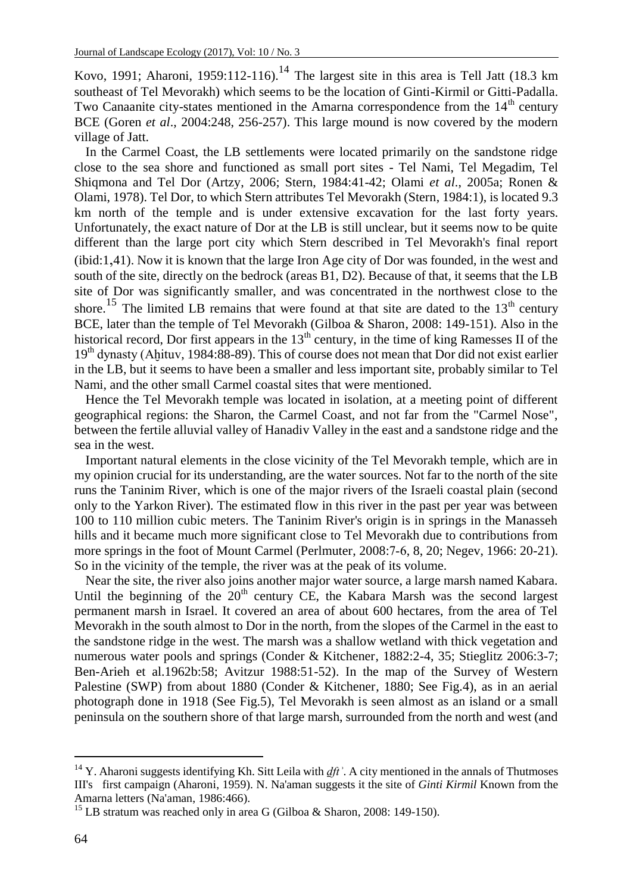Kovo, 1991; Aharoni, 1959:112-116).[14] The largest site in this area is Tell Jatt (18.3 km southeast of Tel Mevorakh) which seems to be the location of Ginti-Kirmil or Gitti-Padalla. Two Canaanite city-states mentioned in the Amarna correspondence from the 14th century BCE (Goren *et al*., 2004:248, 256-257). This large mound is now covered by the modern village of Jatt.

In the Carmel Coast, the LB settlements were located primarily on the sandstone ridge close to the sea shore and functioned as small port sites - Tel Nami, Tel Megadim, Tel Shiqmona and Tel Dor (Artzy, 2006; Stern, 1984:41-42; Olami *et al*., 2005a; Ronen & Olami, 1978). Tel Dor, to which Stern attributes Tel Mevorakh (Stern, 1984:1), is located 9.3 km north of the temple and is under extensive excavation for the last forty years. Unfortunately, the exact nature of Dor at the LB is still unclear, but it seems now to be quite different than the large port city which Stern described in Tel Mevorakh's final report (ibid:1,41). Now it is known that the large Iron Age city of Dor was founded, in the west and south of the site, directly on the bedrock (areas B1, D2). Because of that, it seems that the LB site of Dor was significantly smaller, and was concentrated in the northwest close to the shore.[15] The limited LB remains that were found at that site are dated to the 13th century BCE, later than the temple of Tel Mevorakh (Gilboa & Sharon, 2008: 149-151). Also in the historical record, Dor first appears in the 13th century, in the time of king Ramesses II of the 19th dynasty (Aḥituv, 1984:88-89). This of course does not mean that Dor did not exist earlier in the LB, but it seems to have been a smaller and less important site, probably similar to Tel Nami, and the other small Carmel coastal sites that were mentioned.

Hence the Tel Mevorakh temple was located in isolation, at a meeting point of different geographical regions: the Sharon, the Carmel Coast, and not far from the "Carmel Nose", between the fertile alluvial valley of Hanadiv Valley in the east and a sandstone ridge and the sea in the west.

Important natural elements in the close vicinity of the Tel Mevorakh temple, which are in my opinion crucial for its understanding, are the water sources. Not far to the north of the site runs the Taninim River, which is one of the major rivers of the Israeli coastal plain (second only to the Yarkon River). The estimated flow in this river in the past per year was between 100 to 110 million cubic meters. The Taninim River's origin is in springs in the Manasseh hills and it became much more significant close to Tel Mevorakh due to contributions from more springs in the foot of Mount Carmel (Perlmuter, 2008:7-6, 8, 20; Negev, 1966: 20-21). So in the vicinity of the temple, the river was at the peak of its volume.

Near the site, the river also joins another major water source, a large marsh named Kabara. Until the beginning of the 20th century CE, the Kabara Marsh was the second largest permanent marsh in Israel. It covered an area of about 600 hectares, from the area of Tel Mevorakh in the south almost to Dor in the north, from the slopes of the Carmel in the east to the sandstone ridge in the west. The marsh was a shallow wetland with thick vegetation and numerous water pools and springs (Conder & Kitchener, 1882:2-4, 35; Stieglitz 2006:3-7; Ben-Arieh et al.1962b:58; Avitzur 1988:51-52). In the map of the Survey of Western Palestine (SWP) from about 1880 (Conder & Kitchener, 1880; See Fig.4), as in an aerial photograph done in 1918 (See Fig.5), Tel Mevorakh is seen almost as an island or a small peninsula on the southern shore of that large marsh, surrounded from the north and west (and

---

[14] Y. Aharoni suggests identifying Kh. Sitt Leila with *ḏft*ʾ. A city mentioned in the annals of Thutmoses III's first campaign (Aharoni, 1959). N. Na'aman suggests it the site of *Ginti Kirmil* Known from the Amarna letters (Na'aman, 1986:466).

[15] LB stratum was reached only in area G (Gilboa & Sharon, 2008: 149-150).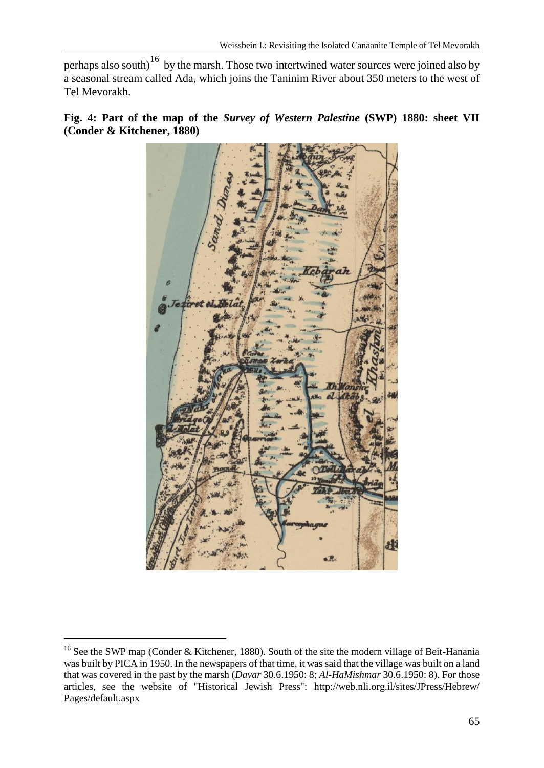perhaps also south)[16] by the marsh. Those two intertwined water sources were joined also by a seasonal stream called Ada, which joins the Taninim River about 350 meters to the west of Tel Mevorakh.

**Fig. 4: Part of the map of the *Survey of Western Palestine* (SWP) 1880: sheet VII (Conder & Kitchener, 1880)**

---

[16] See the SWP map (Conder & Kitchener, 1880). South of the site the modern village of Beit-Hanania was built by PICA in 1950. In the newspapers of that time, it was said that the village was built on a land that was covered in the past by the marsh (*Davar* 30.6.1950: 8; *Al-HaMishmar* 30.6.1950: 8). For those articles, see the website of "Historical Jewish Press": http://web.nli.org.il/sites/JPress/Hebrew/Pages/default.aspx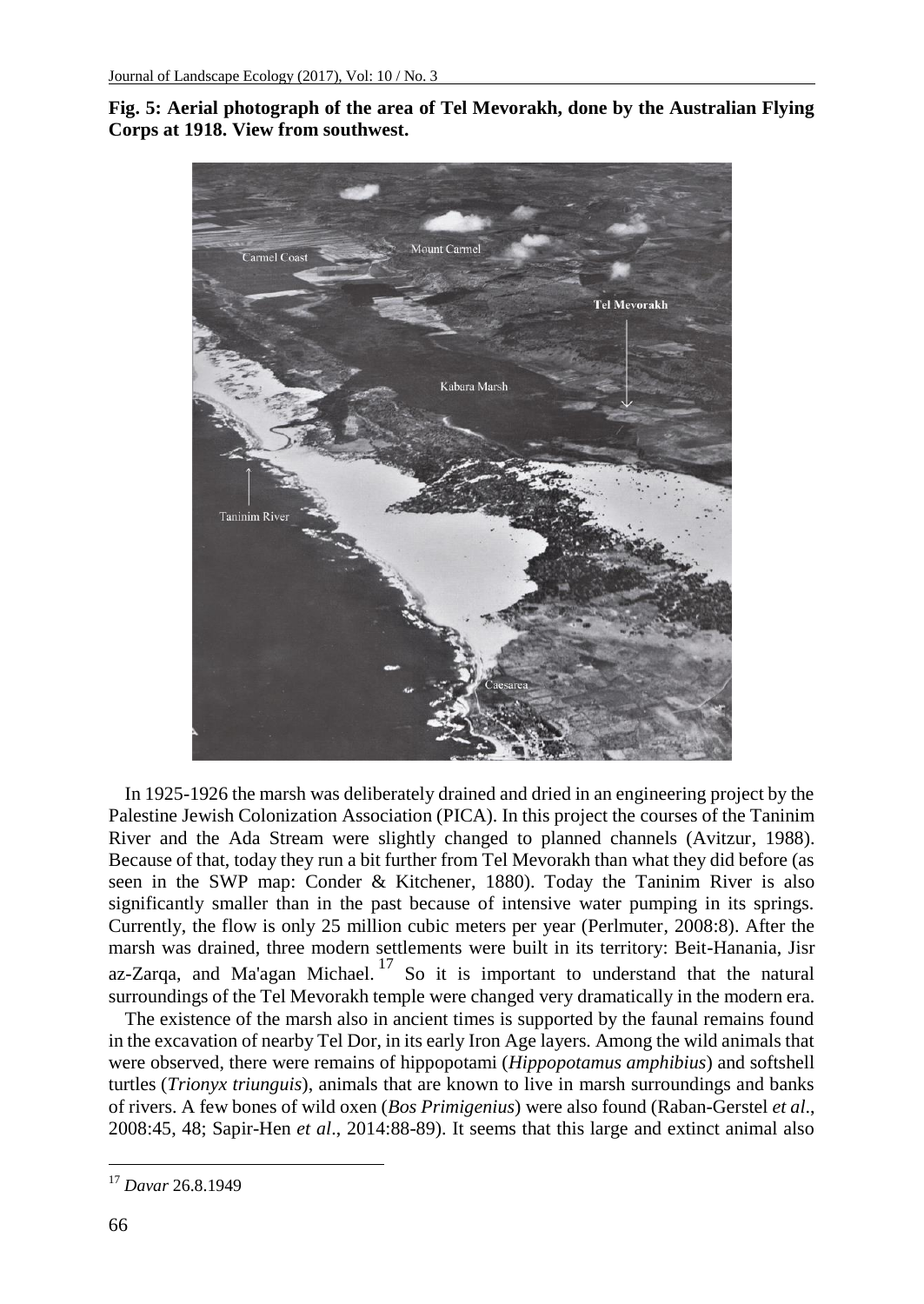**Fig. 5: Aerial photograph of the area of Tel Mevorakh, done by the Australian Flying Corps at 1918. View from southwest.**

In 1925-1926 the marsh was deliberately drained and dried in an engineering project by the Palestine Jewish Colonization Association (PICA). In this project the courses of the Taninim River and the Ada Stream were slightly changed to planned channels (Avitzur, 1988). Because of that, today they run a bit further from Tel Mevorakh than what they did before (as seen in the SWP map: Conder & Kitchener, 1880). Today the Taninim River is also significantly smaller than in the past because of intensive water pumping in its springs. Currently, the flow is only 25 million cubic meters per year (Perlmuter, 2008:8). After the marsh was drained, three modern settlements were built in its territory: Beit-Hanania, Jisr az-Zarqa, and Ma'agan Michael.[17] So it is important to understand that the natural surroundings of the Tel Mevorakh temple were changed very dramatically in the modern era.

The existence of the marsh also in ancient times is supported by the faunal remains found in the excavation of nearby Tel Dor, in its early Iron Age layers. Among the wild animals that were observed, there were remains of hippopotami (*Hippopotamus amphibius*) and softshell turtles (*Trionyx triunguis*), animals that are known to live in marsh surroundings and banks of rivers. A few bones of wild oxen (*Bos Primigenius*) were also found (Raban-Gerstel *et al*., 2008:45, 48; Sapir-Hen *et al*., 2014:88-89). It seems that this large and extinct animal also

[17] *Davar* 26.8.1949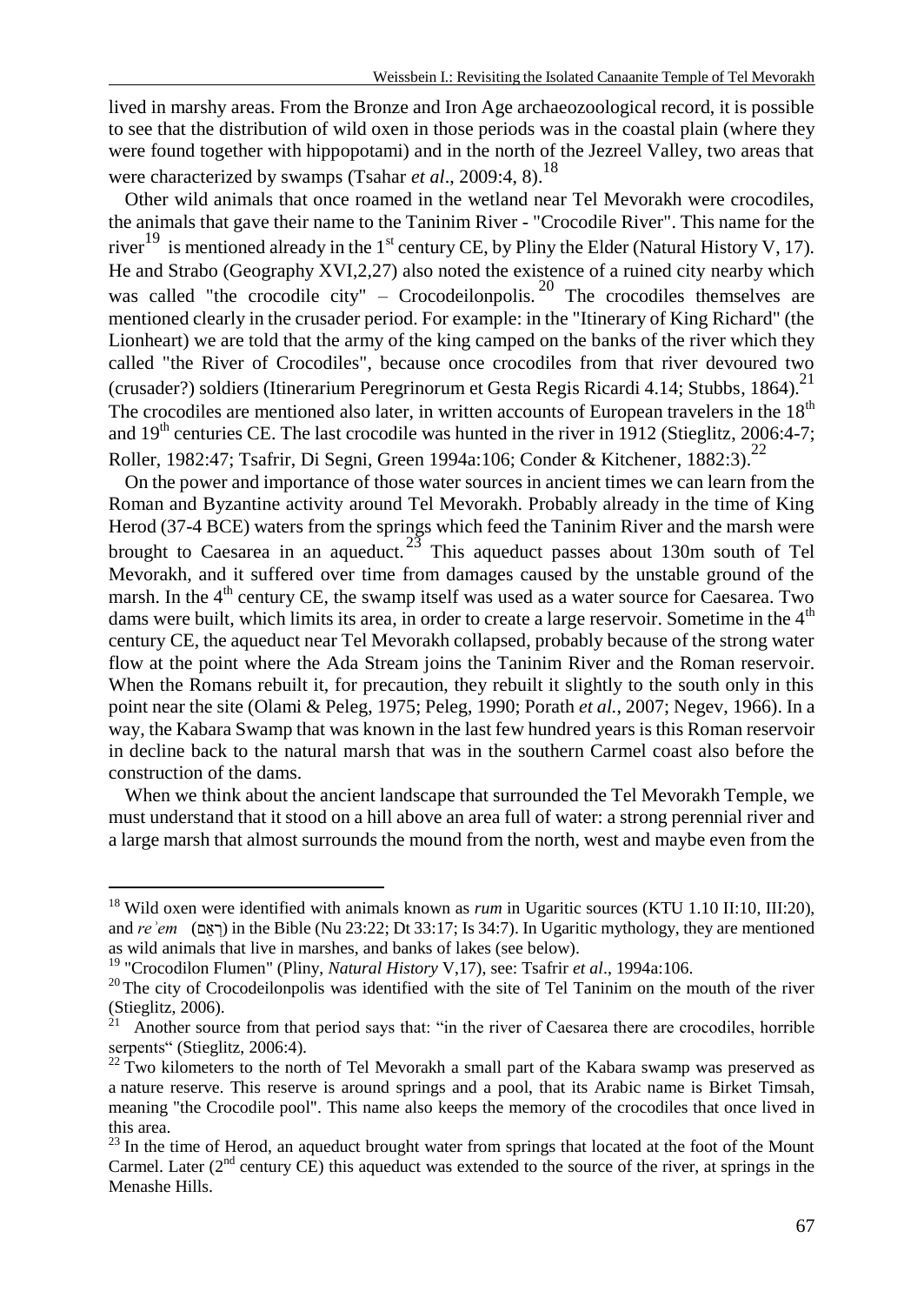lived in marshy areas. From the Bronze and Iron Age archaeozoological record, it is possible to see that the distribution of wild oxen in those periods was in the coastal plain (where they were found together with hippopotami) and in the north of the Jezreel Valley, two areas that were characterized by swamps (Tsahar *et al*., 2009:4, 8).[18]

Other wild animals that once roamed in the wetland near Tel Mevorakh were crocodiles, the animals that gave their name to the Taninim River - "Crocodile River". This name for the river[19] is mentioned already in the 1st century CE, by Pliny the Elder (Natural History V, 17). He and Strabo (Geography XVI,2,27) also noted the existence of a ruined city nearby which was called "the crocodile city" – Crocodeilonpolis.[20] The crocodiles themselves are mentioned clearly in the crusader period. For example: in the "Itinerary of King Richard" (the Lionheart) we are told that the army of the king camped on the banks of the river which they called "the River of Crocodiles", because once crocodiles from that river devoured two (crusader?) soldiers (Itinerarium Peregrinorum et Gesta Regis Ricardi 4.14; Stubbs, 1864).[21] The crocodiles are mentioned also later, in written accounts of European travelers in the 18th and 19th centuries CE. The last crocodile was hunted in the river in 1912 (Stieglitz, 2006:4-7; Roller, 1982:47; Tsafrir, Di Segni, Green 1994a:106; Conder & Kitchener, 1882:3).[22]

On the power and importance of those water sources in ancient times we can learn from the Roman and Byzantine activity around Tel Mevorakh. Probably already in the time of King Herod (37-4 BCE) waters from the springs which feed the Taninim River and the marsh were brought to Caesarea in an aqueduct.[23] This aqueduct passes about 130m south of Tel Mevorakh, and it suffered over time from damages caused by the unstable ground of the marsh. In the 4th century CE, the swamp itself was used as a water source for Caesarea. Two dams were built, which limits its area, in order to create a large reservoir. Sometime in the 4th century CE, the aqueduct near Tel Mevorakh collapsed, probably because of the strong water flow at the point where the Ada Stream joins the Taninim River and the Roman reservoir. When the Romans rebuilt it, for precaution, they rebuilt it slightly to the south only in this point near the site (Olami & Peleg, 1975; Peleg, 1990; Porath *et al.*, 2007; Negev, 1966). In a way, the Kabara Swamp that was known in the last few hundred years is this Roman reservoir in decline back to the natural marsh that was in the southern Carmel coast also before the construction of the dams.

When we think about the ancient landscape that surrounded the Tel Mevorakh Temple, we must understand that it stood on a hill above an area full of water: a strong perennial river and a large marsh that almost surrounds the mound from the north, west and maybe even from the

---

[18] Wild oxen were identified with animals known as *rum* in Ugaritic sources (KTU 1.10 II:10, III:20), and *reʾem* (רְאֵם) in the Bible (Nu 23:22; Dt 33:17; Is 34:7). In Ugaritic mythology, they are mentioned as wild animals that live in marshes, and banks of lakes (see below).

[19] "Crocodilon Flumen" (Pliny, *Natural History* V,17), see: Tsafrir *et al*., 1994a:106.

[20] The city of Crocodeilonpolis was identified with the site of Tel Taninim on the mouth of the river (Stieglitz, 2006).

[21] Another source from that period says that: "in the river of Caesarea there are crocodiles, horrible serpents" (Stieglitz, 2006:4).

[22] Two kilometers to the north of Tel Mevorakh a small part of the Kabara swamp was preserved as a nature reserve. This reserve is around springs and a pool, that its Arabic name is Birket Timsah, meaning "the Crocodile pool". This name also keeps the memory of the crocodiles that once lived in this area.

[23] In the time of Herod, an aqueduct brought water from springs that located at the foot of the Mount Carmel. Later (2nd century CE) this aqueduct was extended to the source of the river, at springs in the Menashe Hills.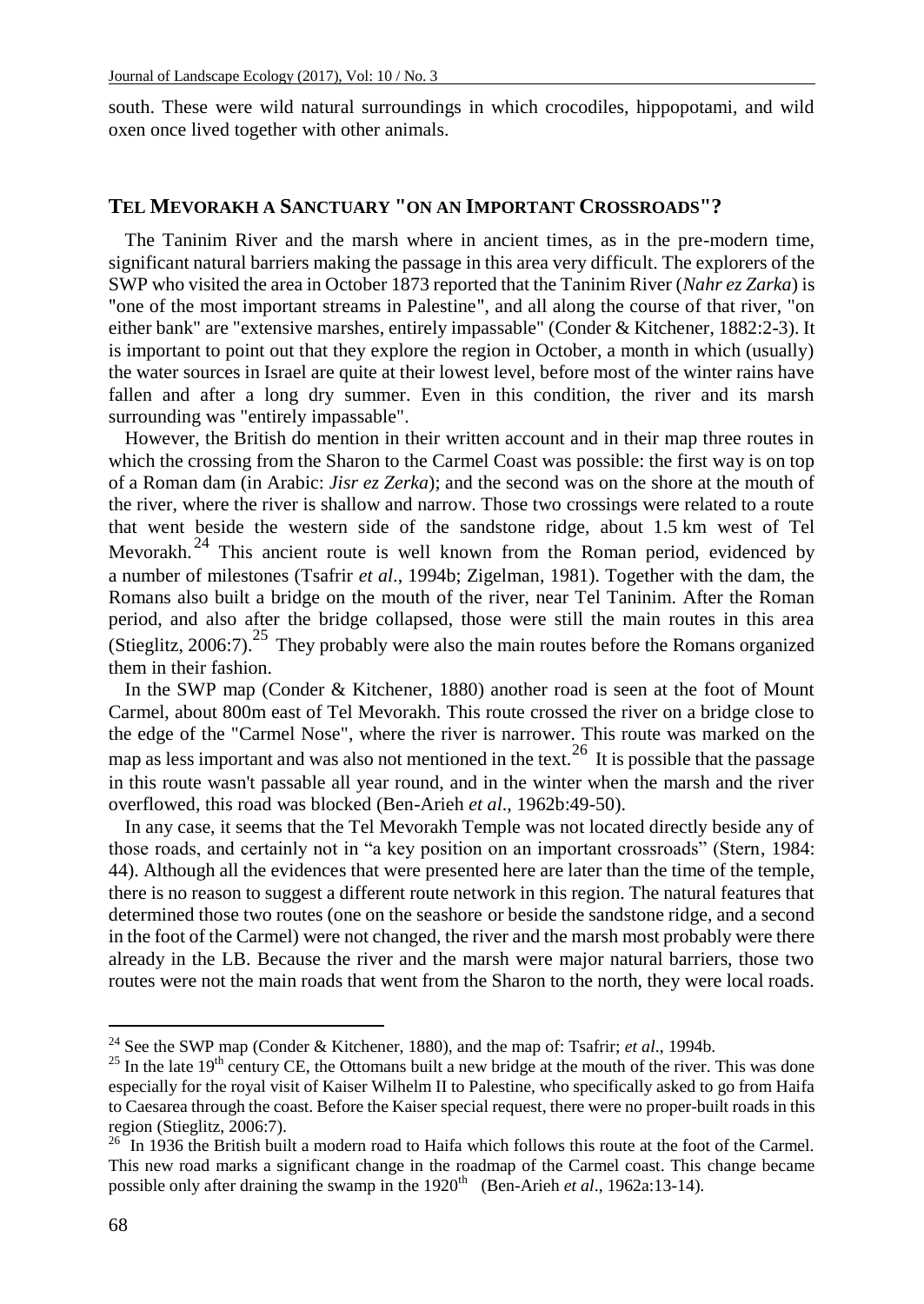south. These were wild natural surroundings in which crocodiles, hippopotami, and wild oxen once lived together with other animals.

## TEL MEVORAKH A SANCTUARY "ON AN IMPORTANT CROSSROADS"?

The Taninim River and the marsh where in ancient times, as in the pre-modern time, significant natural barriers making the passage in this area very difficult. The explorers of the SWP who visited the area in October 1873 reported that the Taninim River (*Nahr ez Zarka*) is "one of the most important streams in Palestine", and all along the course of that river, "on either bank" are "extensive marshes, entirely impassable" (Conder & Kitchener, 1882:2-3). It is important to point out that they explore the region in October, a month in which (usually) the water sources in Israel are quite at their lowest level, before most of the winter rains have fallen and after a long dry summer. Even in this condition, the river and its marsh surrounding was "entirely impassable".

However, the British do mention in their written account and in their map three routes in which the crossing from the Sharon to the Carmel Coast was possible: the first way is on top of a Roman dam (in Arabic: *Jisr ez Zerka*); and the second was on the shore at the mouth of the river, where the river is shallow and narrow. Those two crossings were related to a route that went beside the western side of the sandstone ridge, about 1.5 km west of Tel Mevorakh.[24] This ancient route is well known from the Roman period, evidenced by a number of milestones (Tsafrir *et al*., 1994b; Zigelman, 1981). Together with the dam, the Romans also built a bridge on the mouth of the river, near Tel Taninim. After the Roman period, and also after the bridge collapsed, those were still the main routes in this area (Stieglitz, 2006:7).[25] They probably were also the main routes before the Romans organized them in their fashion.

In the SWP map (Conder & Kitchener, 1880) another road is seen at the foot of Mount Carmel, about 800m east of Tel Mevorakh. This route crossed the river on a bridge close to the edge of the "Carmel Nose", where the river is narrower. This route was marked on the map as less important and was also not mentioned in the text.[26] It is possible that the passage in this route wasn't passable all year round, and in the winter when the marsh and the river overflowed, this road was blocked (Ben-Arieh *et al*., 1962b:49-50).

In any case, it seems that the Tel Mevorakh Temple was not located directly beside any of those roads, and certainly not in "a key position on an important crossroads" (Stern, 1984: 44). Although all the evidences that were presented here are later than the time of the temple, there is no reason to suggest a different route network in this region. The natural features that determined those two routes (one on the seashore or beside the sandstone ridge, and a second in the foot of the Carmel) were not changed, the river and the marsh most probably were there already in the LB. Because the river and the marsh were major natural barriers, those two routes were not the main roads that went from the Sharon to the north, they were local roads.

---

[24] See the SWP map (Conder & Kitchener, 1880), and the map of: Tsafrir; *et al*., 1994b.

[25] In the late 19th century CE, the Ottomans built a new bridge at the mouth of the river. This was done especially for the royal visit of Kaiser Wilhelm II to Palestine, who specifically asked to go from Haifa to Caesarea through the coast. Before the Kaiser special request, there were no proper-built roads in this region (Stieglitz, 2006:7).

[26] In 1936 the British built a modern road to Haifa which follows this route at the foot of the Carmel. This new road marks a significant change in the roadmap of the Carmel coast. This change became possible only after draining the swamp in the 1920th (Ben-Arieh *et al*., 1962a:13-14).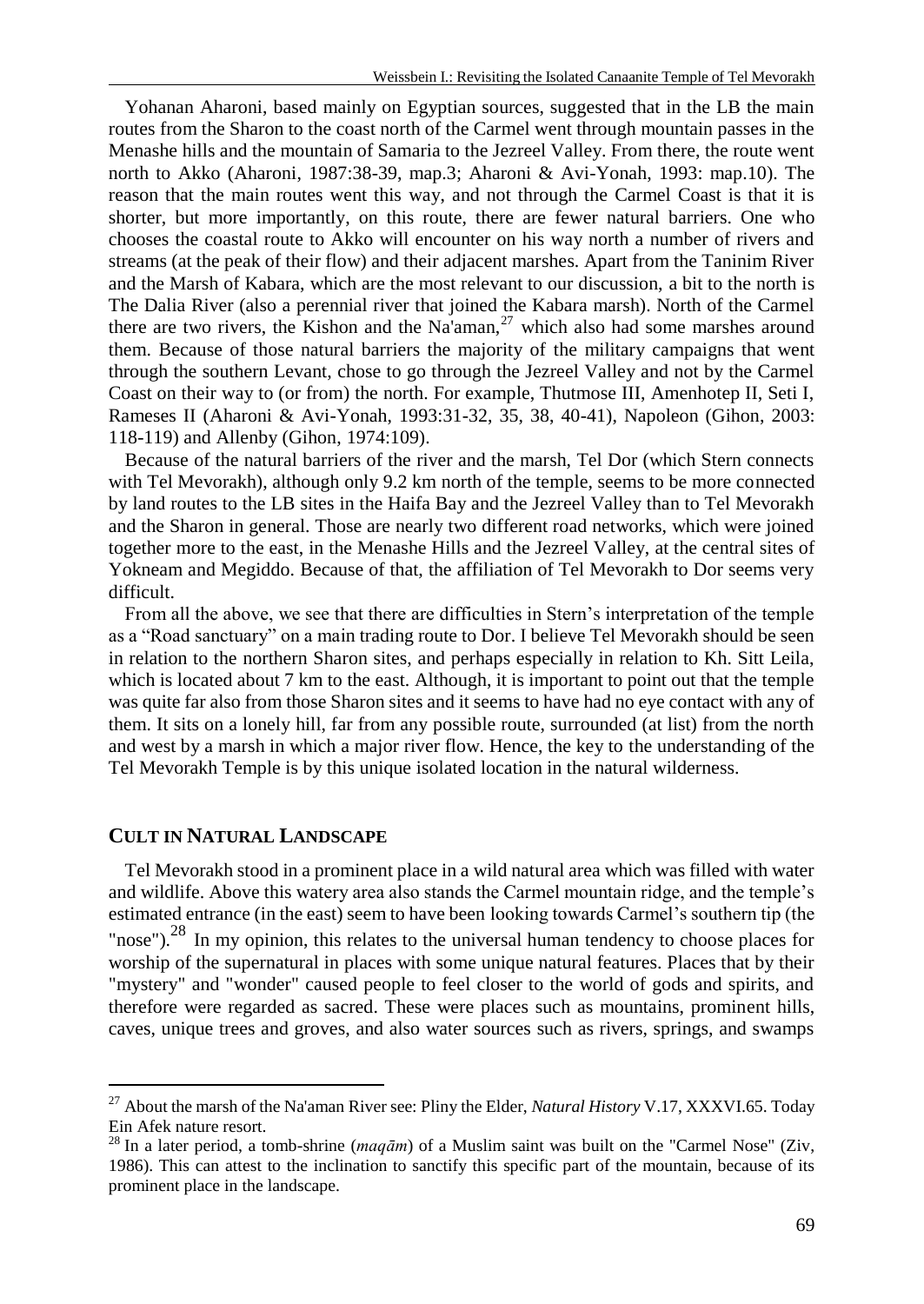Yohanan Aharoni, based mainly on Egyptian sources, suggested that in the LB the main routes from the Sharon to the coast north of the Carmel went through mountain passes in the Menashe hills and the mountain of Samaria to the Jezreel Valley. From there, the route went north to Akko (Aharoni, 1987:38-39, map.3; Aharoni & Avi-Yonah, 1993: map.10). The reason that the main routes went this way, and not through the Carmel Coast is that it is shorter, but more importantly, on this route, there are fewer natural barriers. One who chooses the coastal route to Akko will encounter on his way north a number of rivers and streams (at the peak of their flow) and their adjacent marshes. Apart from the Taninim River and the Marsh of Kabara, which are the most relevant to our discussion, a bit to the north is The Dalia River (also a perennial river that joined the Kabara marsh). North of the Carmel there are two rivers, the Kishon and the Na'aman,[27] which also had some marshes around them. Because of those natural barriers the majority of the military campaigns that went through the southern Levant, chose to go through the Jezreel Valley and not by the Carmel Coast on their way to (or from) the north. For example, Thutmose III, Amenhotep II, Seti I, Rameses II (Aharoni & Avi-Yonah, 1993:31-32, 35, 38, 40-41), Napoleon (Gihon, 2003: 118-119) and Allenby (Gihon, 1974:109).

Because of the natural barriers of the river and the marsh, Tel Dor (which Stern connects with Tel Mevorakh), although only 9.2 km north of the temple, seems to be more connected by land routes to the LB sites in the Haifa Bay and the Jezreel Valley than to Tel Mevorakh and the Sharon in general. Those are nearly two different road networks, which were joined together more to the east, in the Menashe Hills and the Jezreel Valley, at the central sites of Yokneam and Megiddo. Because of that, the affiliation of Tel Mevorakh to Dor seems very difficult.

From all the above, we see that there are difficulties in Stern's interpretation of the temple as a "Road sanctuary" on a main trading route to Dor. I believe Tel Mevorakh should be seen in relation to the northern Sharon sites, and perhaps especially in relation to Kh. Sitt Leila, which is located about 7 km to the east. Although, it is important to point out that the temple was quite far also from those Sharon sites and it seems to have had no eye contact with any of them. It sits on a lonely hill, far from any possible route, surrounded (at list) from the north and west by a marsh in which a major river flow. Hence, the key to the understanding of the Tel Mevorakh Temple is by this unique isolated location in the natural wilderness.

## Cult in Natural Landscape

Tel Mevorakh stood in a prominent place in a wild natural area which was filled with water and wildlife. Above this watery area also stands the Carmel mountain ridge, and the temple's estimated entrance (in the east) seem to have been looking towards Carmel's southern tip (the "nose").[28] In my opinion, this relates to the universal human tendency to choose places for worship of the supernatural in places with some unique natural features. Places that by their "mystery" and "wonder" caused people to feel closer to the world of gods and spirits, and therefore were regarded as sacred. These were places such as mountains, prominent hills, caves, unique trees and groves, and also water sources such as rivers, springs, and swamps

---

[27] About the marsh of the Na'aman River see: Pliny the Elder, *Natural History* V.17, XXXVI.65. Today Ein Afek nature resort.

[28] In a later period, a tomb-shrine (*maqām*) of a Muslim saint was built on the "Carmel Nose" (Ziv, 1986). This can attest to the inclination to sanctify this specific part of the mountain, because of its prominent place in the landscape.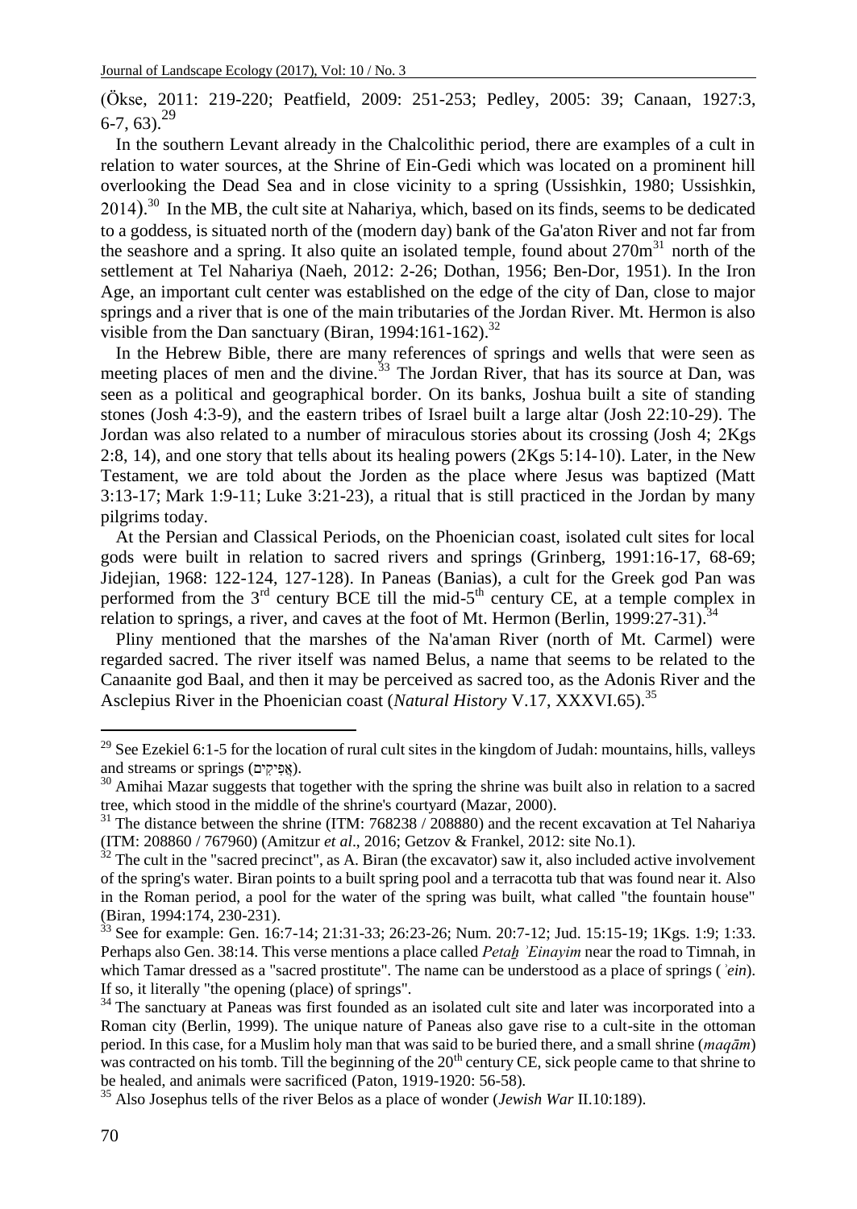(Ökse, 2011: 219-220; Peatfield, 2009: 251-253; Pedley, 2005: 39; Canaan, 1927:3, 6-7, 63).[29]

In the southern Levant already in the Chalcolithic period, there are examples of a cult in relation to water sources, at the Shrine of Ein-Gedi which was located on a prominent hill overlooking the Dead Sea and in close vicinity to a spring (Ussishkin, 1980; Ussishkin, 2014).[30] In the MB, the cult site at Nahariya, which, based on its finds, seems to be dedicated to a goddess, is situated north of the (modern day) bank of the Ga'aton River and not far from the seashore and a spring. It also quite an isolated temple, found about 270m[31] north of the settlement at Tel Nahariya (Naeh, 2012: 2-26; Dothan, 1956; Ben-Dor, 1951). In the Iron Age, an important cult center was established on the edge of the city of Dan, close to major springs and a river that is one of the main tributaries of the Jordan River. Mt. Hermon is also visible from the Dan sanctuary (Biran, 1994:161-162).[32]

In the Hebrew Bible, there are many references of springs and wells that were seen as meeting places of men and the divine.[33] The Jordan River, that has its source at Dan, was seen as a political and geographical border. On its banks, Joshua built a site of standing stones (Josh 4:3-9), and the eastern tribes of Israel built a large altar (Josh 22:10-29). The Jordan was also related to a number of miraculous stories about its crossing (Josh 4; 2Kgs 2:8, 14), and one story that tells about its healing powers (2Kgs 5:14-10). Later, in the New Testament, we are told about the Jorden as the place where Jesus was baptized (Matt 3:13-17; Mark 1:9-11; Luke 3:21-23), a ritual that is still practiced in the Jordan by many pilgrims today.

At the Persian and Classical Periods, on the Phoenician coast, isolated cult sites for local gods were built in relation to sacred rivers and springs (Grinberg, 1991:16-17, 68-69; Jidejian, 1968: 122-124, 127-128). In Paneas (Banias), a cult for the Greek god Pan was performed from the 3rd century BCE till the mid-5th century CE, at a temple complex in relation to springs, a river, and caves at the foot of Mt. Hermon (Berlin, 1999:27-31).[34]

Pliny mentioned that the marshes of the Na'aman River (north of Mt. Carmel) were regarded sacred. The river itself was named Belus, a name that seems to be related to the Canaanite god Baal, and then it may be perceived as sacred too, as the Adonis River and the Asclepius River in the Phoenician coast (*Natural History* V.17, XXXVI.65).[35]

---

[29] See Ezekiel 6:1-5 for the location of rural cult sites in the kingdom of Judah: mountains, hills, valleys and streams or springs (אֲפִיקִים).

[30] Amihai Mazar suggests that together with the spring the shrine was built also in relation to a sacred tree, which stood in the middle of the shrine's courtyard (Mazar, 2000).

[31] The distance between the shrine (ITM: 768238 / 208880) and the recent excavation at Tel Nahariya (ITM: 208860 / 767960) (Amitzur *et al*., 2016; Getzov & Frankel, 2012: site No.1).

[32] The cult in the "sacred precinct", as A. Biran (the excavator) saw it, also included active involvement of the spring's water. Biran points to a built spring pool and a terracotta tub that was found near it. Also in the Roman period, a pool for the water of the spring was built, what called "the fountain house" (Biran, 1994:174, 230-231).

[33] See for example: Gen. 16:7-14; 21:31-33; 26:23-26; Num. 20:7-12; Jud. 15:15-19; 1Kgs. 1:9; 1:33. Perhaps also Gen. 38:14. This verse mentions a place called *Petaḥ ʾEinayim* near the road to Timnah, in which Tamar dressed as a "sacred prostitute". The name can be understood as a place of springs (*ʾein*). If so, it literally "the opening (place) of springs".

[34] The sanctuary at Paneas was first founded as an isolated cult site and later was incorporated into a Roman city (Berlin, 1999). The unique nature of Paneas also gave rise to a cult-site in the ottoman period. In this case, for a Muslim holy man that was said to be buried there, and a small shrine (*maqām*) was contracted on his tomb. Till the beginning of the 20th century CE, sick people came to that shrine to be healed, and animals were sacrificed (Paton, 1919-1920: 56-58).

[35] Also Josephus tells of the river Belos as a place of wonder (*Jewish War* II.10:189).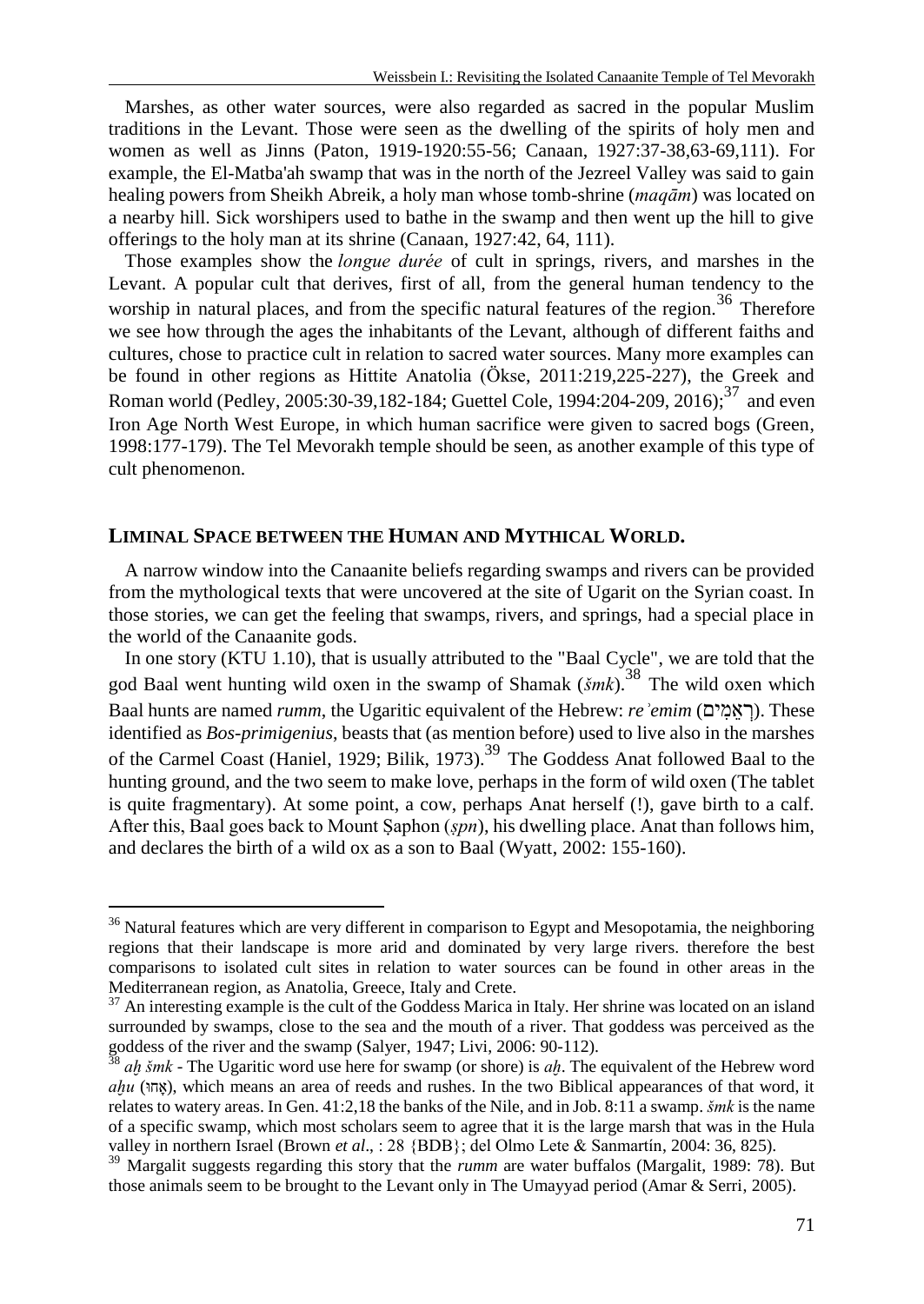Marshes, as other water sources, were also regarded as sacred in the popular Muslim traditions in the Levant. Those were seen as the dwelling of the spirits of holy men and women as well as Jinns (Paton, 1919-1920:55-56; Canaan, 1927:37-38,63-69,111). For example, the El-Matba'ah swamp that was in the north of the Jezreel Valley was said to gain healing powers from Sheikh Abreik, a holy man whose tomb-shrine (*maqām*) was located on a nearby hill. Sick worshipers used to bathe in the swamp and then went up the hill to give offerings to the holy man at its shrine (Canaan, 1927:42, 64, 111).

Those examples show the *longue durée* of cult in springs, rivers, and marshes in the Levant. A popular cult that derives, first of all, from the general human tendency to the worship in natural places, and from the specific natural features of the region.[36] Therefore we see how through the ages the inhabitants of the Levant, although of different faiths and cultures, chose to practice cult in relation to sacred water sources. Many more examples can be found in other regions as Hittite Anatolia (Ökse, 2011:219,225-227), the Greek and Roman world (Pedley, 2005:30-39,182-184; Guettel Cole, 1994:204-209, 2016);[37] and even Iron Age North West Europe, in which human sacrifice were given to sacred bogs (Green, 1998:177-179). The Tel Mevorakh temple should be seen, as another example of this type of cult phenomenon.

## LIMINAL SPACE BETWEEN THE HUMAN AND MYTHICAL WORLD.

A narrow window into the Canaanite beliefs regarding swamps and rivers can be provided from the mythological texts that were uncovered at the site of Ugarit on the Syrian coast. In those stories, we can get the feeling that swamps, rivers, and springs, had a special place in the world of the Canaanite gods.

In one story (KTU 1.10), that is usually attributed to the "Baal Cycle", we are told that the god Baal went hunting wild oxen in the swamp of Shamak (*šmk*).[38] The wild oxen which Baal hunts are named *rumm*, the Ugaritic equivalent of the Hebrew: *reʾemim* (רְאֵמִים). These identified as *Bos-primigenius*, beasts that (as mention before) used to live also in the marshes of the Carmel Coast (Haniel, 1929; Bilik, 1973).[39] The Goddess Anat followed Baal to the hunting ground, and the two seem to make love, perhaps in the form of wild oxen (The tablet is quite fragmentary). At some point, a cow, perhaps Anat herself (!), gave birth to a calf. After this, Baal goes back to Mount Ṣaphon (*ṣpn*), his dwelling place. Anat than follows him, and declares the birth of a wild ox as a son to Baal (Wyatt, 2002: 155-160).

---

[36] Natural features which are very different in comparison to Egypt and Mesopotamia, the neighboring regions that their landscape is more arid and dominated by very large rivers. therefore the best comparisons to isolated cult sites in relation to water sources can be found in other areas in the Mediterranean region, as Anatolia, Greece, Italy and Crete.

[37] An interesting example is the cult of the Goddess Marica in Italy. Her shrine was located on an island surrounded by swamps, close to the sea and the mouth of a river. That goddess was perceived as the goddess of the river and the swamp (Salyer, 1947; Livi, 2006: 90-112).

[38] *aḫ šmk* - The Ugaritic word use here for swamp (or shore) is *aḫ*. The equivalent of the Hebrew word *aḥu* (אָחוּ), which means an area of reeds and rushes. In the two Biblical appearances of that word, it relates to watery areas. In Gen. 41:2,18 the banks of the Nile, and in Job. 8:11 a swamp. *šmk* is the name of a specific swamp, which most scholars seem to agree that it is the large marsh that was in the Hula valley in northern Israel (Brown *et al*., : 28 {BDB}; del Olmo Lete & Sanmartín, 2004: 36, 825).

[39] Margalit suggests regarding this story that the *rumm* are water buffalos (Margalit, 1989: 78). But those animals seem to be brought to the Levant only in The Umayyad period (Amar & Serri, 2005).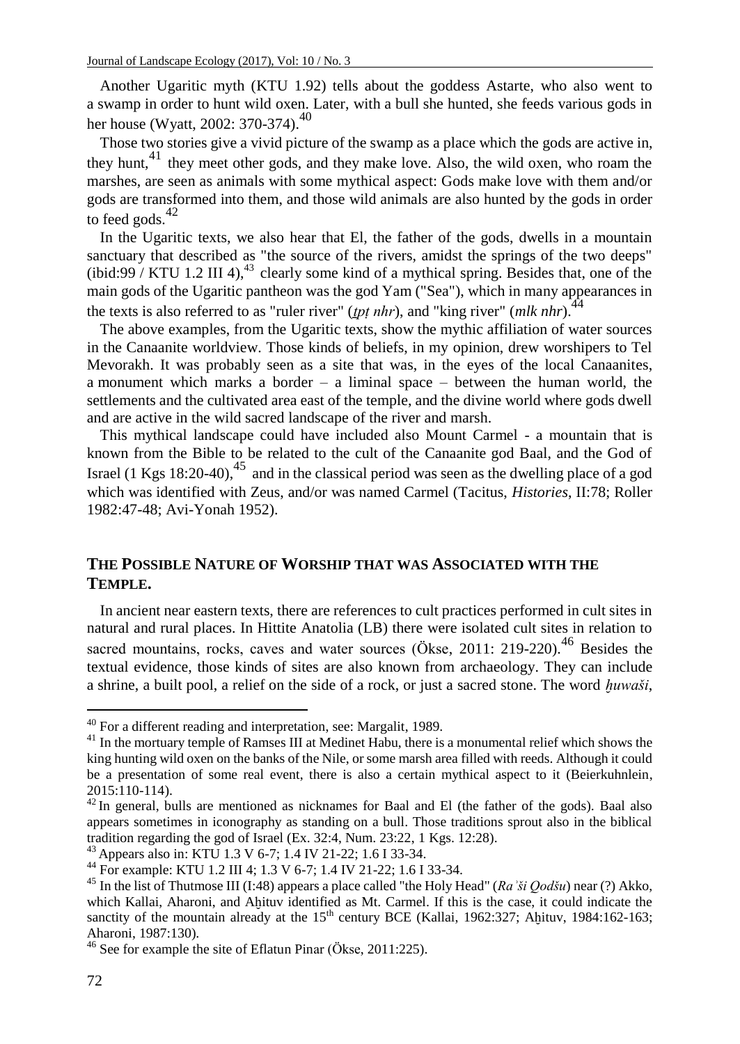Another Ugaritic myth (KTU 1.92) tells about the goddess Astarte, who also went to a swamp in order to hunt wild oxen. Later, with a bull she hunted, she feeds various gods in her house (Wyatt, 2002: 370-374).[40]

Those two stories give a vivid picture of the swamp as a place which the gods are active in, they hunt,[41] they meet other gods, and they make love. Also, the wild oxen, who roam the marshes, are seen as animals with some mythical aspect: Gods make love with them and/or gods are transformed into them, and those wild animals are also hunted by the gods in order to feed gods.[42]

In the Ugaritic texts, we also hear that El, the father of the gods, dwells in a mountain sanctuary that described as "the source of the rivers, amidst the springs of the two deeps" (ibid:99 / KTU 1.2 III 4),[43] clearly some kind of a mythical spring. Besides that, one of the main gods of the Ugaritic pantheon was the god Yam ("Sea"), which in many appearances in the texts is also referred to as "ruler river" (*ṯpṭ nhr*), and "king river" (*mlk nhr*).[44]

The above examples, from the Ugaritic texts, show the mythic affiliation of water sources in the Canaanite worldview. Those kinds of beliefs, in my opinion, drew worshipers to Tel Mevorakh. It was probably seen as a site that was, in the eyes of the local Canaanites, a monument which marks a border – a liminal space – between the human world, the settlements and the cultivated area east of the temple, and the divine world where gods dwell and are active in the wild sacred landscape of the river and marsh.

This mythical landscape could have included also Mount Carmel - a mountain that is known from the Bible to be related to the cult of the Canaanite god Baal, and the God of Israel (1 Kgs 18:20-40),[45] and in the classical period was seen as the dwelling place of a god which was identified with Zeus, and/or was named Carmel (Tacitus, *Histories*, II:78; Roller 1982:47-48; Avi-Yonah 1952).

## THE POSSIBLE NATURE OF WORSHIP THAT WAS ASSOCIATED WITH THE TEMPLE.

In ancient near eastern texts, there are references to cult practices performed in cult sites in natural and rural places. In Hittite Anatolia (LB) there were isolated cult sites in relation to sacred mountains, rocks, caves and water sources (Ökse, 2011: 219-220).[46] Besides the textual evidence, those kinds of sites are also known from archaeology. They can include a shrine, a built pool, a relief on the side of a rock, or just a sacred stone. The word *ḫuwaši*,

---

[40] For a different reading and interpretation, see: Margalit, 1989.

[41] In the mortuary temple of Ramses III at Medinet Habu, there is a monumental relief which shows the king hunting wild oxen on the banks of the Nile, or some marsh area filled with reeds. Although it could be a presentation of some real event, there is also a certain mythical aspect to it (Beierkuhnlein, 2015:110-114).

[42] In general, bulls are mentioned as nicknames for Baal and El (the father of the gods). Baal also appears sometimes in iconography as standing on a bull. Those traditions sprout also in the biblical tradition regarding the god of Israel (Ex. 32:4, Num. 23:22, 1 Kgs. 12:28).

[43] Appears also in: KTU 1.3 V 6-7; 1.4 IV 21-22; 1.6 I 33-34.

[44] For example: KTU 1.2 III 4; 1.3 V 6-7; 1.4 IV 21-22; 1.6 I 33-34.

[45] In the list of Thutmose III (I:48) appears a place called "the Holy Head" (*Raʾši Qodšu*) near (?) Akko, which Kallai, Aharoni, and Aḫituv identified as Mt. Carmel. If this is the case, it could indicate the sanctity of the mountain already at the 15th century BCE (Kallai, 1962:327; Aḫituv, 1984:162-163; Aharoni, 1987:130).

[46] See for example the site of Eflatun Pinar (Ökse, 2011:225).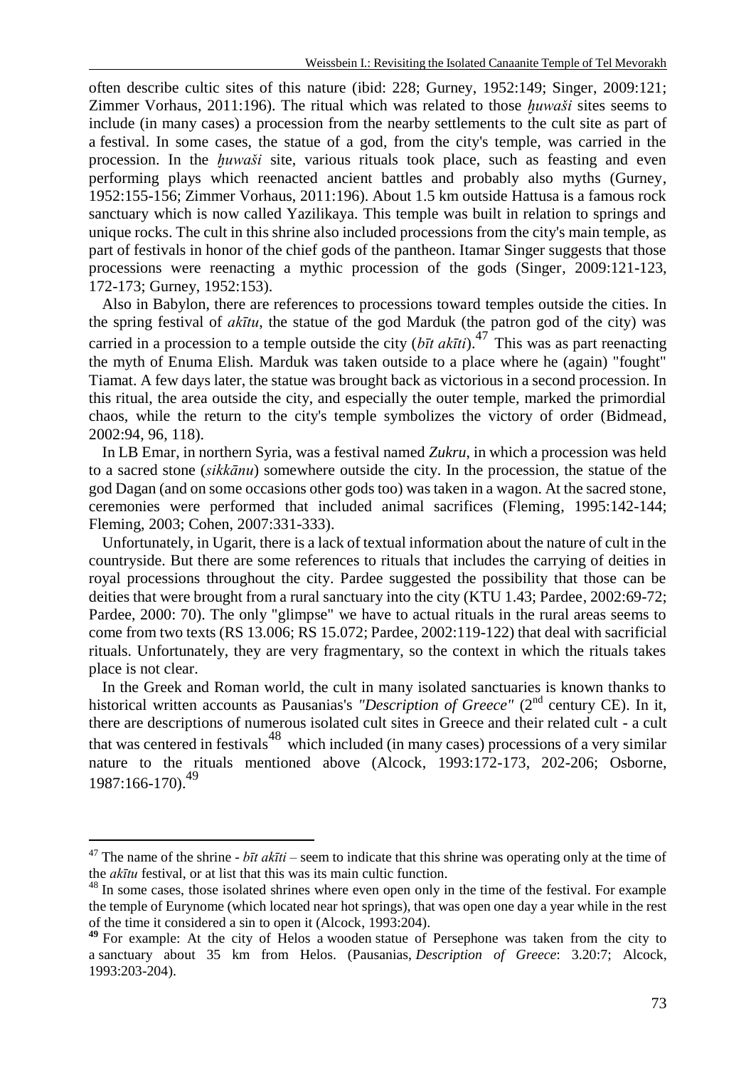often describe cultic sites of this nature (ibid: 228; Gurney, 1952:149; Singer, 2009:121; Zimmer Vorhaus, 2011:196). The ritual which was related to those *ḫuwaši* sites seems to include (in many cases) a procession from the nearby settlements to the cult site as part of a festival. In some cases, the statue of a god, from the city's temple, was carried in the procession. In the *ḫuwaši* site, various rituals took place, such as feasting and even performing plays which reenacted ancient battles and probably also myths (Gurney, 1952:155-156; Zimmer Vorhaus, 2011:196). About 1.5 km outside Hattusa is a famous rock sanctuary which is now called Yazilikaya. This temple was built in relation to springs and unique rocks. The cult in this shrine also included processions from the city's main temple, as part of festivals in honor of the chief gods of the pantheon. Itamar Singer suggests that those processions were reenacting a mythic procession of the gods (Singer, 2009:121-123, 172-173; Gurney, 1952:153).

Also in Babylon, there are references to processions toward temples outside the cities. In the spring festival of *akītu*, the statue of the god Marduk (the patron god of the city) was carried in a procession to a temple outside the city (*bīt akīti*).[47] This was as part reenacting the myth of Enuma Elish. Marduk was taken outside to a place where he (again) "fought" Tiamat. A few days later, the statue was brought back as victorious in a second procession. In this ritual, the area outside the city, and especially the outer temple, marked the primordial chaos, while the return to the city's temple symbolizes the victory of order (Bidmead, 2002:94, 96, 118).

In LB Emar, in northern Syria, was a festival named *Zukru*, in which a procession was held to a sacred stone (*sikkānu*) somewhere outside the city. In the procession, the statue of the god Dagan (and on some occasions other gods too) was taken in a wagon. At the sacred stone, ceremonies were performed that included animal sacrifices (Fleming, 1995:142-144; Fleming, 2003; Cohen, 2007:331-333).

Unfortunately, in Ugarit, there is a lack of textual information about the nature of cult in the countryside. But there are some references to rituals that includes the carrying of deities in royal processions throughout the city. Pardee suggested the possibility that those can be deities that were brought from a rural sanctuary into the city (KTU 1.43; Pardee, 2002:69-72; Pardee, 2000: 70). The only "glimpse" we have to actual rituals in the rural areas seems to come from two texts (RS 13.006; RS 15.072; Pardee, 2002:119-122) that deal with sacrificial rituals. Unfortunately, they are very fragmentary, so the context in which the rituals takes place is not clear.

In the Greek and Roman world, the cult in many isolated sanctuaries is known thanks to historical written accounts as Pausanias's *"Description of Greece"* (2nd century CE). In it, there are descriptions of numerous isolated cult sites in Greece and their related cult - a cult that was centered in festivals[48] which included (in many cases) processions of a very similar nature to the rituals mentioned above (Alcock, 1993:172-173, 202-206; Osborne, 1987:166-170).[49]

---

[47] The name of the shrine - *bīt akīti* – seem to indicate that this shrine was operating only at the time of the *akītu* festival, or at list that this was its main cultic function.

[48] In some cases, those isolated shrines where even open only in the time of the festival. For example the temple of Eurynome (which located near hot springs), that was open one day a year while in the rest of the time it considered a sin to open it (Alcock, 1993:204).

[49] For example: At the city of Helos a wooden statue of Persephone was taken from the city to a sanctuary about 35 km from Helos. (Pausanias, *Description of Greece*: 3.20:7; Alcock, 1993:203-204).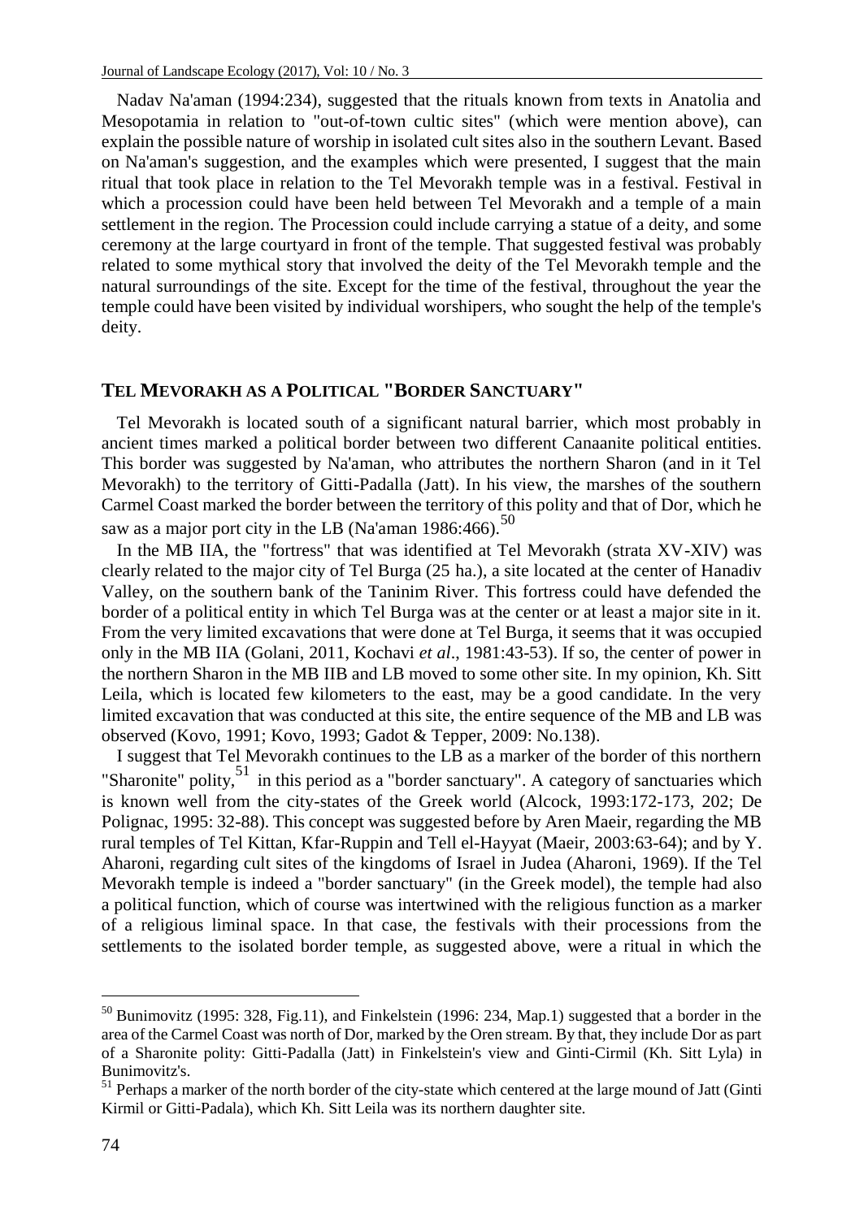Nadav Na'aman (1994:234), suggested that the rituals known from texts in Anatolia and Mesopotamia in relation to "out-of-town cultic sites" (which were mention above), can explain the possible nature of worship in isolated cult sites also in the southern Levant. Based on Na'aman's suggestion, and the examples which were presented, I suggest that the main ritual that took place in relation to the Tel Mevorakh temple was in a festival. Festival in which a procession could have been held between Tel Mevorakh and a temple of a main settlement in the region. The Procession could include carrying a statue of a deity, and some ceremony at the large courtyard in front of the temple. That suggested festival was probably related to some mythical story that involved the deity of the Tel Mevorakh temple and the natural surroundings of the site. Except for the time of the festival, throughout the year the temple could have been visited by individual worshipers, who sought the help of the temple's deity.

## TEL MEVORAKH AS A POLITICAL "BORDER SANCTUARY"

Tel Mevorakh is located south of a significant natural barrier, which most probably in ancient times marked a political border between two different Canaanite political entities. This border was suggested by Na'aman, who attributes the northern Sharon (and in it Tel Mevorakh) to the territory of Gitti-Padalla (Jatt). In his view, the marshes of the southern Carmel Coast marked the border between the territory of this polity and that of Dor, which he saw as a major port city in the LB (Na'aman 1986:466).[50]

In the MB IIA, the "fortress" that was identified at Tel Mevorakh (strata XV-XIV) was clearly related to the major city of Tel Burga (25 ha.), a site located at the center of Hanadiv Valley, on the southern bank of the Taninim River. This fortress could have defended the border of a political entity in which Tel Burga was at the center or at least a major site in it. From the very limited excavations that were done at Tel Burga, it seems that it was occupied only in the MB IIA (Golani, 2011, Kochavi *et al*., 1981:43-53). If so, the center of power in the northern Sharon in the MB IIB and LB moved to some other site. In my opinion, Kh. Sitt Leila, which is located few kilometers to the east, may be a good candidate. In the very limited excavation that was conducted at this site, the entire sequence of the MB and LB was observed (Kovo, 1991; Kovo, 1993; Gadot & Tepper, 2009: No.138).

I suggest that Tel Mevorakh continues to the LB as a marker of the border of this northern "Sharonite" polity,[51] in this period as a "border sanctuary". A category of sanctuaries which is known well from the city-states of the Greek world (Alcock, 1993:172-173, 202; De Polignac, 1995: 32-88). This concept was suggested before by Aren Maeir, regarding the MB rural temples of Tel Kittan, Kfar-Ruppin and Tell el-Hayyat (Maeir, 2003:63-64); and by Y. Aharoni, regarding cult sites of the kingdoms of Israel in Judea (Aharoni, 1969). If the Tel Mevorakh temple is indeed a "border sanctuary" (in the Greek model), the temple had also a political function, which of course was intertwined with the religious function as a marker of a religious liminal space. In that case, the festivals with their processions from the settlements to the isolated border temple, as suggested above, were a ritual in which the

---

[50] Bunimovitz (1995: 328, Fig.11), and Finkelstein (1996: 234, Map.1) suggested that a border in the area of the Carmel Coast was north of Dor, marked by the Oren stream. By that, they include Dor as part of a Sharonite polity: Gitti-Padalla (Jatt) in Finkelstein's view and Ginti-Cirmil (Kh. Sitt Lyla) in Bunimovitz's.

[51] Perhaps a marker of the north border of the city-state which centered at the large mound of Jatt (Ginti Kirmil or Gitti-Padala), which Kh. Sitt Leila was its northern daughter site.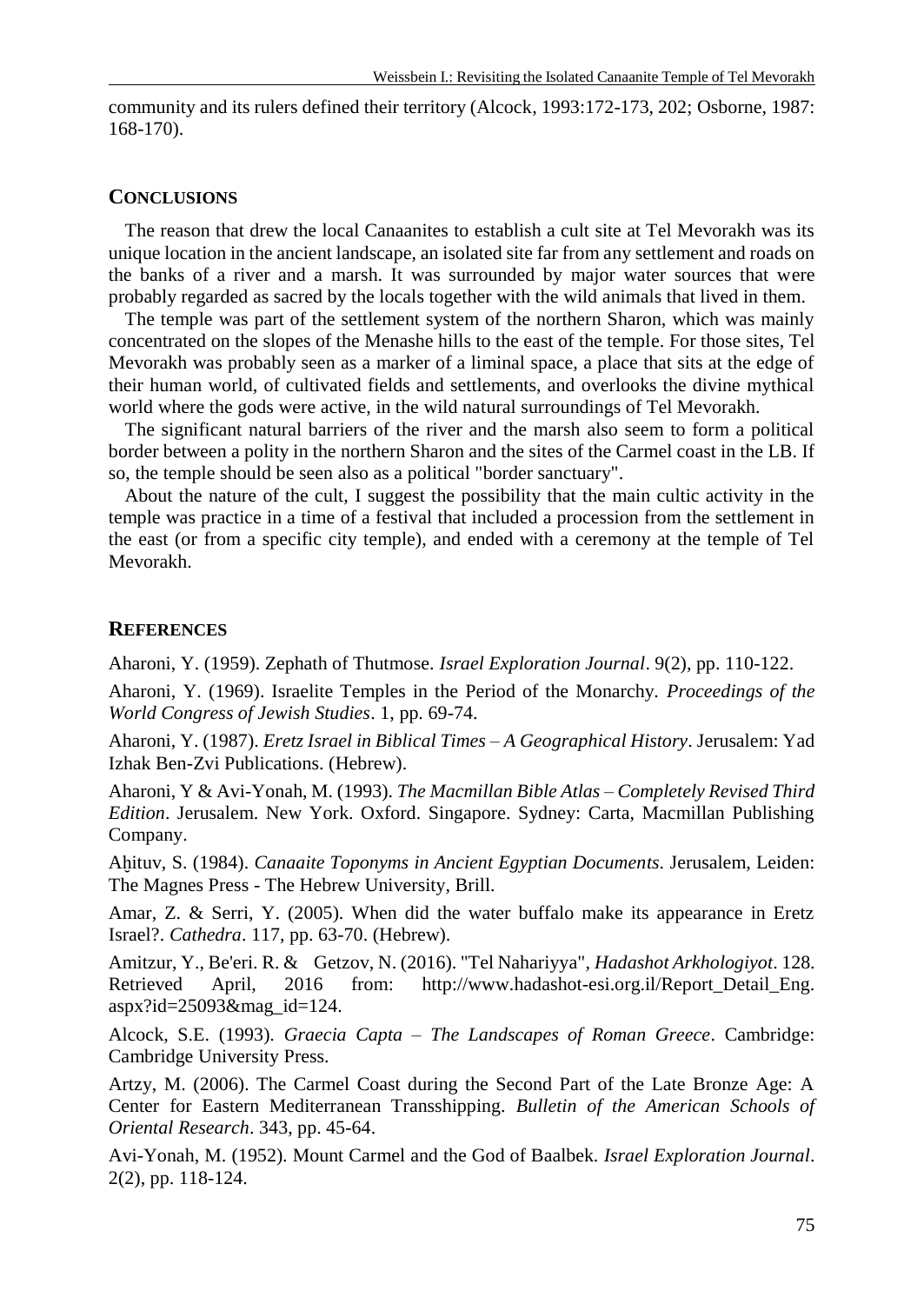community and its rulers defined their territory (Alcock, 1993:172-173, 202; Osborne, 1987: 168-170).

## CONCLUSIONS

The reason that drew the local Canaanites to establish a cult site at Tel Mevorakh was its unique location in the ancient landscape, an isolated site far from any settlement and roads on the banks of a river and a marsh. It was surrounded by major water sources that were probably regarded as sacred by the locals together with the wild animals that lived in them.

The temple was part of the settlement system of the northern Sharon, which was mainly concentrated on the slopes of the Menashe hills to the east of the temple. For those sites, Tel Mevorakh was probably seen as a marker of a liminal space, a place that sits at the edge of their human world, of cultivated fields and settlements, and overlooks the divine mythical world where the gods were active, in the wild natural surroundings of Tel Mevorakh.

The significant natural barriers of the river and the marsh also seem to form a political border between a polity in the northern Sharon and the sites of the Carmel coast in the LB. If so, the temple should be seen also as a political "border sanctuary".

About the nature of the cult, I suggest the possibility that the main cultic activity in the temple was practice in a time of a festival that included a procession from the settlement in the east (or from a specific city temple), and ended with a ceremony at the temple of Tel Mevorakh.

## REFERENCES

Aharoni, Y. (1959). Zephath of Thutmose. *Israel Exploration Journal*. 9(2), pp. 110-122.

Aharoni, Y. (1969). Israelite Temples in the Period of the Monarchy. *Proceedings of the World Congress of Jewish Studies*. 1, pp. 69-74.

Aharoni, Y. (1987). *Eretz Israel in Biblical Times – A Geographical History*. Jerusalem: Yad Izhak Ben-Zvi Publications. (Hebrew).

Aharoni, Y & Avi-Yonah, M. (1993). *The Macmillan Bible Atlas – Completely Revised Third Edition*. Jerusalem. New York. Oxford. Singapore. Sydney: Carta, Macmillan Publishing Company.

Aḫituv, S. (1984). *Canaaite Toponyms in Ancient Egyptian Documents*. Jerusalem, Leiden: The Magnes Press - The Hebrew University, Brill.

Amar, Z. & Serri, Y. (2005). When did the water buffalo make its appearance in Eretz Israel?. *Cathedra*. 117, pp. 63-70. (Hebrew).

Amitzur, Y., Be'eri. R. & Getzov, N. (2016). "Tel Nahariyya", *Hadashot Arkhologiyot*. 128. Retrieved April, 2016 from: http://www.hadashot-esi.org.il/Report_Detail_Eng.aspx?id=25093&mag_id=124.

Alcock, S.E. (1993). *Graecia Capta – The Landscapes of Roman Greece*. Cambridge: Cambridge University Press.

Artzy, M. (2006). The Carmel Coast during the Second Part of the Late Bronze Age: A Center for Eastern Mediterranean Transshipping. *Bulletin of the American Schools of Oriental Research*. 343, pp. 45-64.

Avi-Yonah, M. (1952). Mount Carmel and the God of Baalbek. *Israel Exploration Journal*. 2(2), pp. 118-124.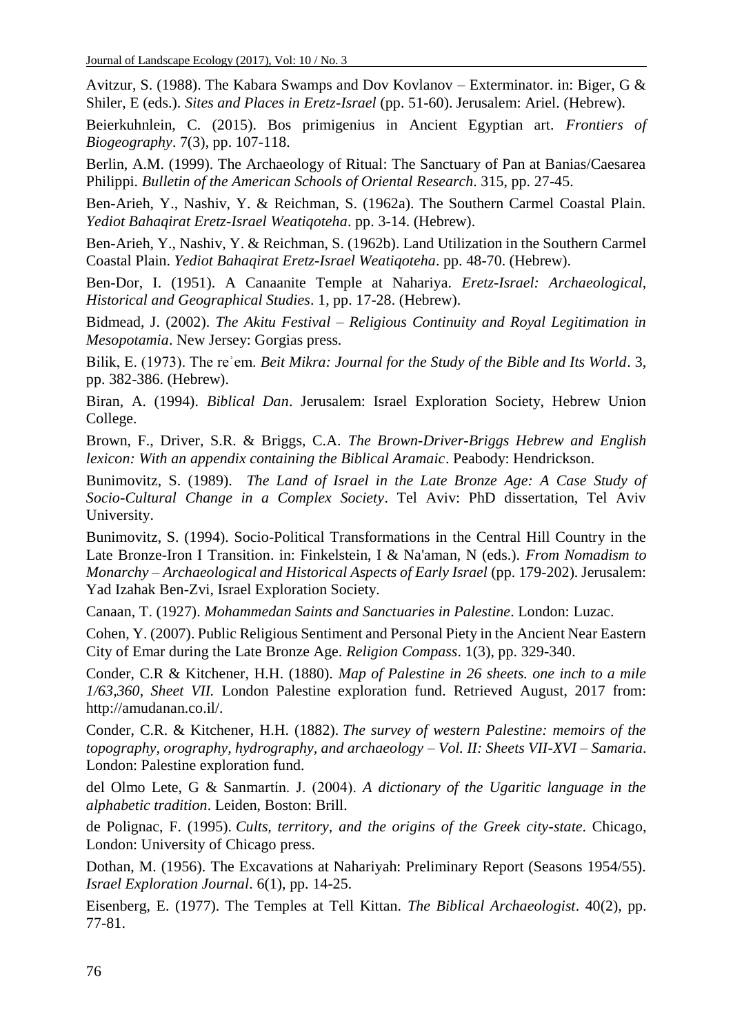Avitzur, S. (1988). The Kabara Swamps and Dov Kovlanov – Exterminator. in: Biger, G & Shiler, E (eds.). *Sites and Places in Eretz-Israel* (pp. 51-60). Jerusalem: Ariel. (Hebrew).

Beierkuhnlein, C. (2015). Bos primigenius in Ancient Egyptian art. *Frontiers of Biogeography*. 7(3), pp. 107-118.

Berlin, A.M. (1999). The Archaeology of Ritual: The Sanctuary of Pan at Banias/Caesarea Philippi. *Bulletin of the American Schools of Oriental Research*. 315, pp. 27-45.

Ben-Arieh, Y., Nashiv, Y. & Reichman, S. (1962a). The Southern Carmel Coastal Plain. *Yediot Bahaqirat Eretz-Israel Weatiqoteha*. pp. 3-14. (Hebrew).

Ben-Arieh, Y., Nashiv, Y. & Reichman, S. (1962b). Land Utilization in the Southern Carmel Coastal Plain. *Yediot Bahaqirat Eretz-Israel Weatiqoteha*. pp. 48-70. (Hebrew).

Ben-Dor, I. (1951). A Canaanite Temple at Nahariya. *Eretz-Israel: Archaeological, Historical and Geographical Studies*. 1, pp. 17-28. (Hebrew).

Bidmead, J. (2002). *The Akitu Festival – Religious Continuity and Royal Legitimation in Mesopotamia*. New Jersey: Gorgias press.

Bilik, E. (1973). The reʾem. *Beit Mikra: Journal for the Study of the Bible and Its World*. 3, pp. 382-386. (Hebrew).

Biran, A. (1994). *Biblical Dan*. Jerusalem: Israel Exploration Society, Hebrew Union College.

Brown, F., Driver, S.R. & Briggs, C.A. *The Brown-Driver-Briggs Hebrew and English lexicon: With an appendix containing the Biblical Aramaic*. Peabody: Hendrickson.

Bunimovitz, S. (1989). *The Land of Israel in the Late Bronze Age: A Case Study of Socio-Cultural Change in a Complex Society*. Tel Aviv: PhD dissertation, Tel Aviv University.

Bunimovitz, S. (1994). Socio-Political Transformations in the Central Hill Country in the Late Bronze-Iron I Transition. in: Finkelstein, I & Na'aman, N (eds.). *From Nomadism to Monarchy – Archaeological and Historical Aspects of Early Israel* (pp. 179-202). Jerusalem: Yad Izahak Ben-Zvi, Israel Exploration Society.

Canaan, T. (1927). *Mohammedan Saints and Sanctuaries in Palestine*. London: Luzac.

Cohen, Y. (2007). Public Religious Sentiment and Personal Piety in the Ancient Near Eastern City of Emar during the Late Bronze Age. *Religion Compass*. 1(3), pp. 329-340.

Conder, C.R & Kitchener, H.H. (1880). *Map of Palestine in 26 sheets. one inch to a mile 1/63,360, Sheet VII.* London Palestine exploration fund. Retrieved August, 2017 from: http://amudanan.co.il/.

Conder, C.R. & Kitchener, H.H. (1882). *The survey of western Palestine: memoirs of the topography, orography, hydrography, and archaeology – Vol. II: Sheets VII-XVI – Samaria*. London: Palestine exploration fund.

del Olmo Lete, G & Sanmartín. J. (2004). *A dictionary of the Ugaritic language in the alphabetic tradition*. Leiden, Boston: Brill.

de Polignac, F. (1995). *Cults, territory, and the origins of the Greek city-state*. Chicago, London: University of Chicago press.

Dothan, M. (1956). The Excavations at Nahariyah: Preliminary Report (Seasons 1954/55). *Israel Exploration Journal*. 6(1), pp. 14-25.

Eisenberg, E. (1977). The Temples at Tell Kittan. *The Biblical Archaeologist*. 40(2), pp. 77-81.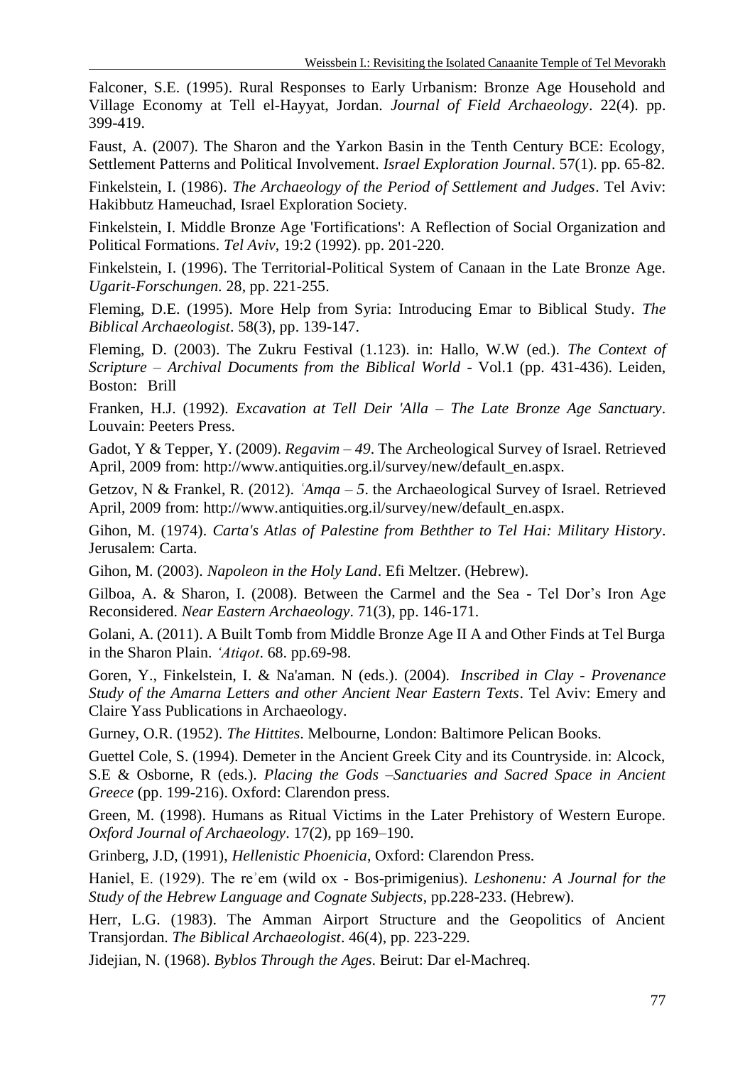Falconer, S.E. (1995). Rural Responses to Early Urbanism: Bronze Age Household and Village Economy at Tell el-Hayyat, Jordan. *Journal of Field Archaeology*. 22(4). pp. 399-419.

Faust, A. (2007). The Sharon and the Yarkon Basin in the Tenth Century BCE: Ecology, Settlement Patterns and Political Involvement. *Israel Exploration Journal*. 57(1). pp. 65-82.

Finkelstein, I. (1986). *The Archaeology of the Period of Settlement and Judges*. Tel Aviv: Hakibbutz Hameuchad, Israel Exploration Society.

Finkelstein, I. Middle Bronze Age 'Fortifications': A Reflection of Social Organization and Political Formations. *Tel Aviv*, 19:2 (1992). pp. 201-220.

Finkelstein, I. (1996). The Territorial-Political System of Canaan in the Late Bronze Age. *Ugarit-Forschungen*. 28, pp. 221-255.

Fleming, D.E. (1995). More Help from Syria: Introducing Emar to Biblical Study. *The Biblical Archaeologist*. 58(3), pp. 139-147.

Fleming, D. (2003). The Zukru Festival (1.123). in: Hallo, W.W (ed.). *The Context of Scripture – Archival Documents from the Biblical World* - Vol.1 (pp. 431-436). Leiden, Boston: Brill

Franken, H.J. (1992). *Excavation at Tell Deir 'Alla – The Late Bronze Age Sanctuary*. Louvain: Peeters Press.

Gadot, Y & Tepper, Y. (2009). *Regavim – 49*. The Archeological Survey of Israel. Retrieved April, 2009 from: http://www.antiquities.org.il/survey/new/default_en.aspx.

Getzov, N & Frankel, R. (2012). *ʿAmqa – 5*. the Archaeological Survey of Israel. Retrieved April, 2009 from: http://www.antiquities.org.il/survey/new/default_en.aspx.

Gihon, M. (1974). *Carta's Atlas of Palestine from Bethther to Tel Hai: Military History*. Jerusalem: Carta.

Gihon, M. (2003). *Napoleon in the Holy Land*. Efi Meltzer. (Hebrew).

Gilboa, A. & Sharon, I. (2008). Between the Carmel and the Sea - Tel Dor's Iron Age Reconsidered. *Near Eastern Archaeology*. 71(3), pp. 146-171.

Golani, A. (2011). A Built Tomb from Middle Bronze Age II A and Other Finds at Tel Burga in the Sharon Plain. *ʿAtiqot*. 68. pp.69-98.

Goren, Y., Finkelstein, I. & Na'aman. N (eds.). (2004). *Inscribed in Clay - Provenance Study of the Amarna Letters and other Ancient Near Eastern Texts*. Tel Aviv: Emery and Claire Yass Publications in Archaeology.

Gurney, O.R. (1952). *The Hittites*. Melbourne, London: Baltimore Pelican Books.

Guettel Cole, S. (1994). Demeter in the Ancient Greek City and its Countryside. in: Alcock, S.E & Osborne, R (eds.). *Placing the Gods –Sanctuaries and Sacred Space in Ancient Greece* (pp. 199-216). Oxford: Clarendon press.

Green, M. (1998). Humans as Ritual Victims in the Later Prehistory of Western Europe. *Oxford Journal of Archaeology*. 17(2), pp 169–190.

Grinberg, J.D, (1991), *Hellenistic Phoenicia*, Oxford: Clarendon Press.

Haniel, E. (1929). The reʾem (wild ox - Bos-primigenius). *Leshonenu: A Journal for the Study of the Hebrew Language and Cognate Subjects*, pp.228-233. (Hebrew).

Herr, L.G. (1983). The Amman Airport Structure and the Geopolitics of Ancient Transjordan. *The Biblical Archaeologist*. 46(4), pp. 223-229.

Jidejian, N. (1968). *Byblos Through the Ages*. Beirut: Dar el-Machreq.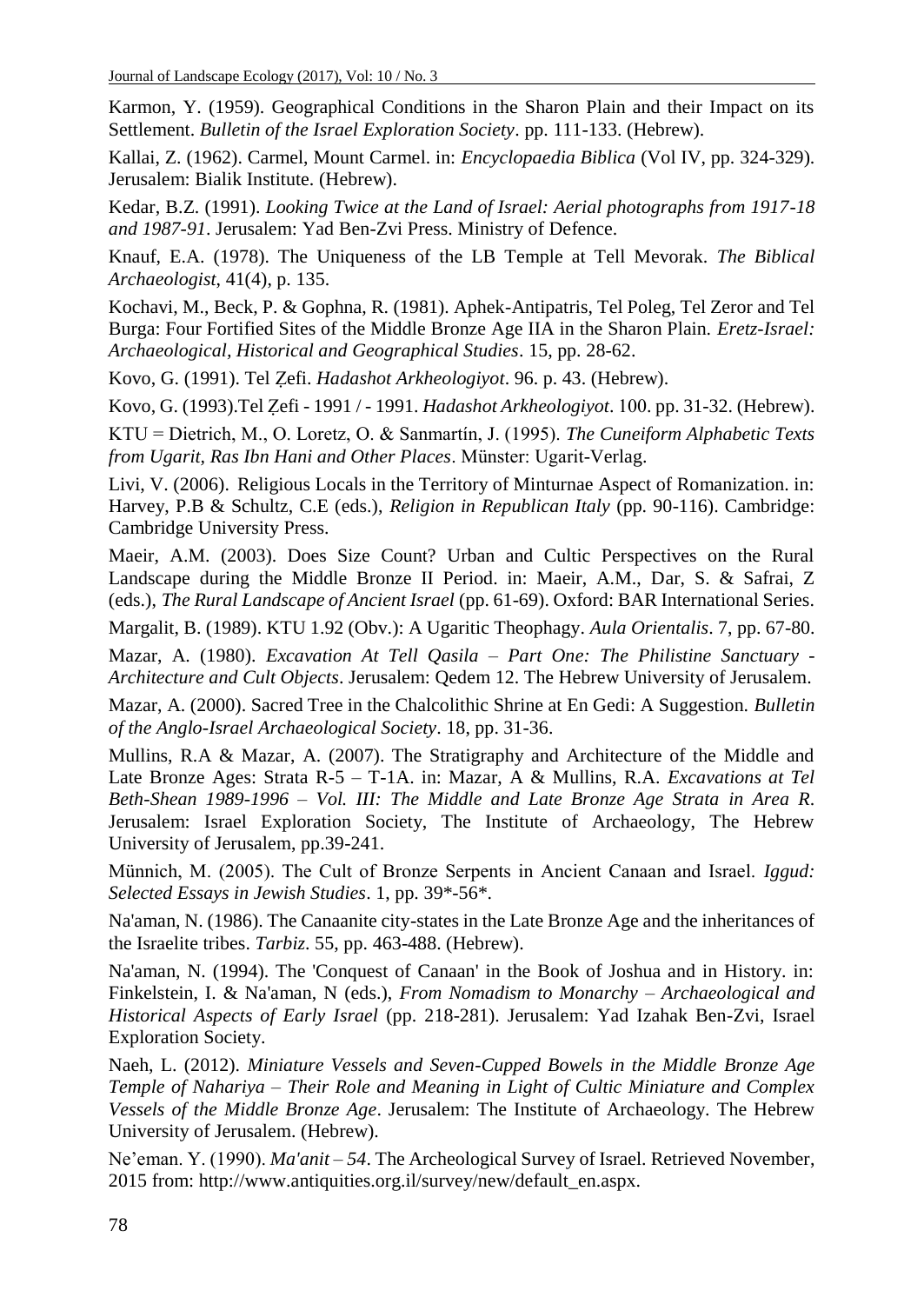Karmon, Y. (1959). Geographical Conditions in the Sharon Plain and their Impact on its Settlement. *Bulletin of the Israel Exploration Society*. pp. 111-133. (Hebrew).

Kallai, Z. (1962). Carmel, Mount Carmel. in: *Encyclopaedia Biblica* (Vol IV, pp. 324-329). Jerusalem: Bialik Institute. (Hebrew).

Kedar, B.Z. (1991). *Looking Twice at the Land of Israel: Aerial photographs from 1917-18 and 1987-91*. Jerusalem: Yad Ben-Zvi Press. Ministry of Defence.

Knauf, E.A. (1978). The Uniqueness of the LB Temple at Tell Mevorak. *The Biblical Archaeologist*, 41(4), p. 135.

Kochavi, M., Beck, P. & Gophna, R. (1981). Aphek-Antipatris, Tel Poleg, Tel Zeror and Tel Burga: Four Fortified Sites of the Middle Bronze Age IIA in the Sharon Plain. *Eretz-Israel: Archaeological, Historical and Geographical Studies*. 15, pp. 28-62.

Kovo, G. (1991). Tel Ẓefi. *Hadashot Arkheologiyot*. 96. p. 43. (Hebrew).

Kovo, G. (1993).Tel Ẓefi - 1991 / - 1991. *Hadashot Arkheologiyot*. 100. pp. 31-32. (Hebrew).

KTU = Dietrich, M., O. Loretz, O. & Sanmartín, J. (1995). *The Cuneiform Alphabetic Texts from Ugarit, Ras Ibn Hani and Other Places*. Münster: Ugarit-Verlag.

Livi, V. (2006). Religious Locals in the Territory of Minturnae Aspect of Romanization. in: Harvey, P.B & Schultz, C.E (eds.), *Religion in Republican Italy* (pp. 90-116). Cambridge: Cambridge University Press.

Maeir, A.M. (2003). Does Size Count? Urban and Cultic Perspectives on the Rural Landscape during the Middle Bronze II Period. in: Maeir, A.M., Dar, S. & Safrai, Z (eds.), *The Rural Landscape of Ancient Israel* (pp. 61-69). Oxford: BAR International Series.

Margalit, B. (1989). KTU 1.92 (Obv.): A Ugaritic Theophagy. *Aula Orientalis*. 7, pp. 67-80.

Mazar, A. (1980). *Excavation At Tell Qasila – Part One: The Philistine Sanctuary - Architecture and Cult Objects*. Jerusalem: Qedem 12. The Hebrew University of Jerusalem.

Mazar, A. (2000). Sacred Tree in the Chalcolithic Shrine at En Gedi: A Suggestion. *Bulletin of the Anglo-Israel Archaeological Society*. 18, pp. 31-36.

Mullins, R.A & Mazar, A. (2007). The Stratigraphy and Architecture of the Middle and Late Bronze Ages: Strata R-5 – T-1A. in: Mazar, A & Mullins, R.A. *Excavations at Tel Beth-Shean 1989-1996 – Vol. III: The Middle and Late Bronze Age Strata in Area R*. Jerusalem: Israel Exploration Society, The Institute of Archaeology, The Hebrew University of Jerusalem, pp.39-241.

Münnich, M. (2005). The Cult of Bronze Serpents in Ancient Canaan and Israel. *Iggud: Selected Essays in Jewish Studies*. 1, pp. 39*-56*.

Na'aman, N. (1986). The Canaanite city-states in the Late Bronze Age and the inheritances of the Israelite tribes. *Tarbiz*. 55, pp. 463-488. (Hebrew).

Na'aman, N. (1994). The 'Conquest of Canaan' in the Book of Joshua and in History. in: Finkelstein, I. & Na'aman, N (eds.), *From Nomadism to Monarchy – Archaeological and Historical Aspects of Early Israel* (pp. 218-281). Jerusalem: Yad Izahak Ben-Zvi, Israel Exploration Society.

Naeh, L. (2012). *Miniature Vessels and Seven-Cupped Bowels in the Middle Bronze Age Temple of Nahariya – Their Role and Meaning in Light of Cultic Miniature and Complex Vessels of the Middle Bronze Age*. Jerusalem: The Institute of Archaeology. The Hebrew University of Jerusalem. (Hebrew).

Ne'eman. Y. (1990). *Ma'anit – 54*. The Archeological Survey of Israel. Retrieved November, 2015 from: http://www.antiquities.org.il/survey/new/default_en.aspx.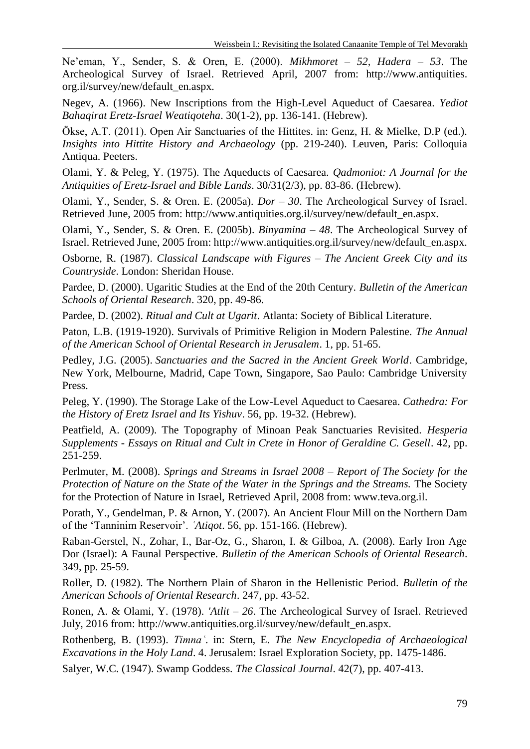Ne'eman, Y., Sender, S. & Oren, E. (2000). *Mikhmoret – 52, Hadera – 53*. The Archeological Survey of Israel. Retrieved April, 2007 from: http://www.antiquities.org.il/survey/new/default_en.aspx.

Negev, A. (1966). New Inscriptions from the High-Level Aqueduct of Caesarea. *Yediot Bahaqirat Eretz-Israel Weatiqoteha*. 30(1-2), pp. 136-141. (Hebrew).

Ökse, A.T. (2011). Open Air Sanctuaries of the Hittites. in: Genz, H. & Mielke, D.P (ed.). *Insights into Hittite History and Archaeology* (pp. 219-240). Leuven, Paris: Colloquia Antiqua. Peeters.

Olami, Y. & Peleg, Y. (1975). The Aqueducts of Caesarea. *Qadmoniot: A Journal for the Antiquities of Eretz-Israel and Bible Lands*. 30/31(2/3), pp. 83-86. (Hebrew).

Olami, Y., Sender, S. & Oren. E. (2005a). *Dor – 30*. The Archeological Survey of Israel. Retrieved June, 2005 from: http://www.antiquities.org.il/survey/new/default_en.aspx.

Olami, Y., Sender, S. & Oren. E. (2005b). *Binyamina – 48*. The Archeological Survey of Israel. Retrieved June, 2005 from: http://www.antiquities.org.il/survey/new/default_en.aspx.

Osborne, R. (1987). *Classical Landscape with Figures – The Ancient Greek City and its Countryside*. London: Sheridan House.

Pardee, D. (2000). Ugaritic Studies at the End of the 20th Century. *Bulletin of the American Schools of Oriental Research*. 320, pp. 49-86.

Pardee, D. (2002). *Ritual and Cult at Ugarit*. Atlanta: Society of Biblical Literature.

Paton, L.B. (1919-1920). Survivals of Primitive Religion in Modern Palestine. *The Annual of the American School of Oriental Research in Jerusalem*. 1, pp. 51-65.

Pedley, J.G. (2005). *Sanctuaries and the Sacred in the Ancient Greek World*. Cambridge, New York, Melbourne, Madrid, Cape Town, Singapore, Sao Paulo: Cambridge University Press.

Peleg, Y. (1990). The Storage Lake of the Low-Level Aqueduct to Caesarea. *Cathedra: For the History of Eretz Israel and Its Yishuv*. 56, pp. 19-32. (Hebrew).

Peatfield, A. (2009). The Topography of Minoan Peak Sanctuaries Revisited. *Hesperia Supplements - Essays on Ritual and Cult in Crete in Honor of Geraldine C. Gesell*. 42, pp. 251-259.

Perlmuter, M. (2008). *Springs and Streams in Israel 2008 – Report of The Society for the Protection of Nature on the State of the Water in the Springs and the Streams.* The Society for the Protection of Nature in Israel, Retrieved April, 2008 from: www.teva.org.il.

Porath, Y., Gendelman, P. & Arnon, Y. (2007). An Ancient Flour Mill on the Northern Dam of the 'Tanninim Reservoir'. *ʿAtiqot*. 56, pp. 151-166. (Hebrew).

Raban-Gerstel, N., Zohar, I., Bar-Oz, G., Sharon, I. & Gilboa, A. (2008). Early Iron Age Dor (Israel): A Faunal Perspective. *Bulletin of the American Schools of Oriental Research*. 349, pp. 25-59.

Roller, D. (1982). The Northern Plain of Sharon in the Hellenistic Period. *Bulletin of the American Schools of Oriental Research*. 247, pp. 43-52.

Ronen, A. & Olami, Y. (1978). *'Atlit – 26*. The Archeological Survey of Israel. Retrieved July, 2016 from: http://www.antiquities.org.il/survey/new/default_en.aspx.

Rothenberg, B. (1993). *Timnaʿ*. in: Stern, E. *The New Encyclopedia of Archaeological Excavations in the Holy Land*. 4. Jerusalem: Israel Exploration Society, pp. 1475-1486.

Salyer, W.C. (1947). Swamp Goddess. *The Classical Journal*. 42(7), pp. 407-413.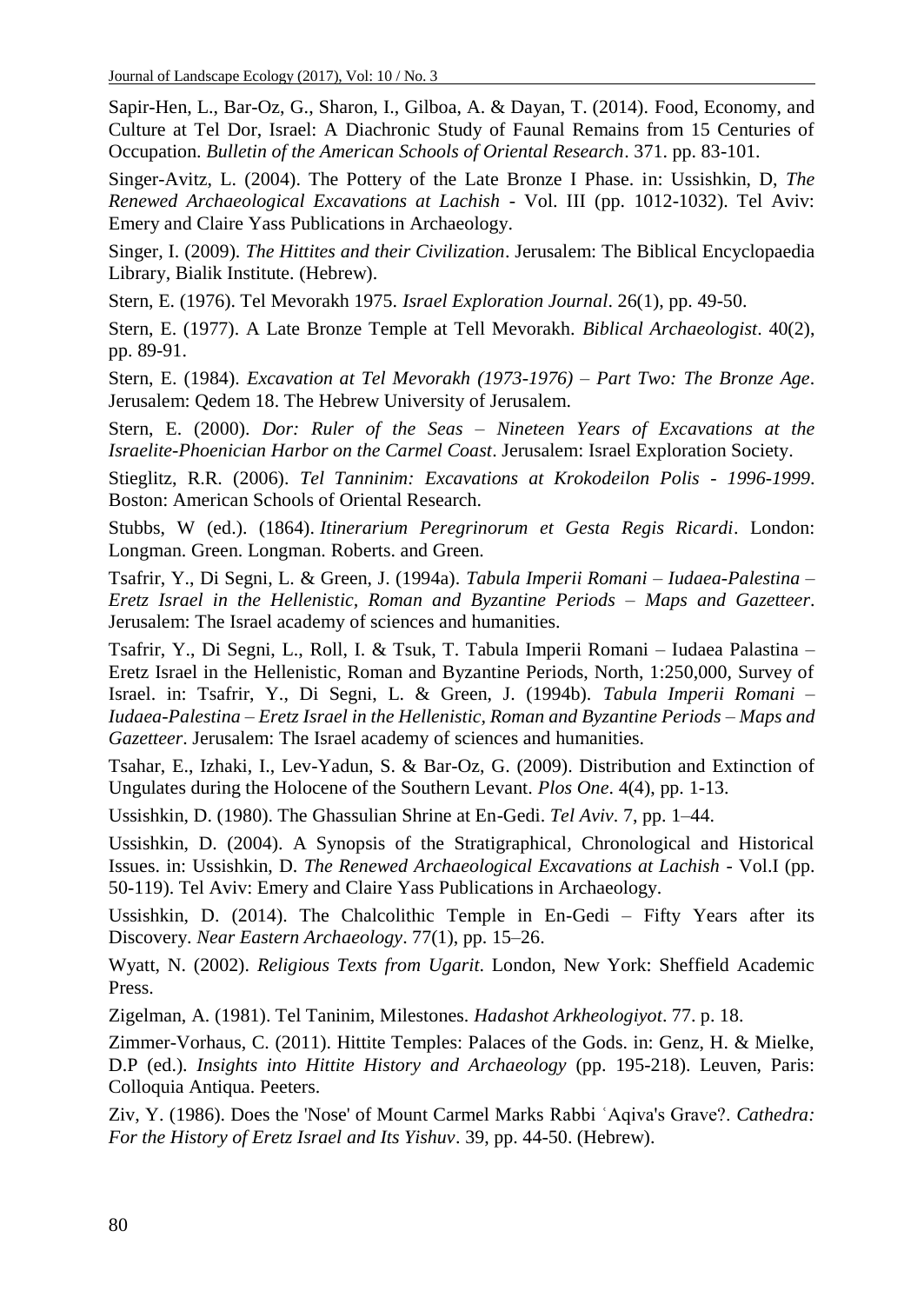Sapir-Hen, L., Bar-Oz, G., Sharon, I., Gilboa, A. & Dayan, T. (2014). Food, Economy, and Culture at Tel Dor, Israel: A Diachronic Study of Faunal Remains from 15 Centuries of Occupation. *Bulletin of the American Schools of Oriental Research*. 371. pp. 83-101.

Singer-Avitz, L. (2004). The Pottery of the Late Bronze I Phase. in: Ussishkin, D, *The Renewed Archaeological Excavations at Lachish* - Vol. III (pp. 1012-1032). Tel Aviv: Emery and Claire Yass Publications in Archaeology.

Singer, I. (2009). *The Hittites and their Civilization*. Jerusalem: The Biblical Encyclopaedia Library, Bialik Institute. (Hebrew).

Stern, E. (1976). Tel Mevorakh 1975. *Israel Exploration Journal*. 26(1), pp. 49-50.

Stern, E. (1977). A Late Bronze Temple at Tell Mevorakh. *Biblical Archaeologist*. 40(2), pp. 89-91.

Stern, E. (1984). *Excavation at Tel Mevorakh (1973-1976) – Part Two: The Bronze Age*. Jerusalem: Qedem 18. The Hebrew University of Jerusalem.

Stern, E. (2000). *Dor: Ruler of the Seas – Nineteen Years of Excavations at the Israelite-Phoenician Harbor on the Carmel Coast*. Jerusalem: Israel Exploration Society.

Stieglitz, R.R. (2006). *Tel Tanninim: Excavations at Krokodeilon Polis - 1996-1999*. Boston: American Schools of Oriental Research.

Stubbs, W (ed.). (1864). *Itinerarium Peregrinorum et Gesta Regis Ricardi*. London: Longman. Green. Longman. Roberts. and Green.

Tsafrir, Y., Di Segni, L. & Green, J. (1994a). *Tabula Imperii Romani – Iudaea-Palestina – Eretz Israel in the Hellenistic, Roman and Byzantine Periods – Maps and Gazetteer*. Jerusalem: The Israel academy of sciences and humanities.

Tsafrir, Y., Di Segni, L., Roll, I. & Tsuk, T. Tabula Imperii Romani – Iudaea Palastina – Eretz Israel in the Hellenistic, Roman and Byzantine Periods, North, 1:250,000, Survey of Israel. in: Tsafrir, Y., Di Segni, L. & Green, J. (1994b). *Tabula Imperii Romani – Iudaea-Palestina – Eretz Israel in the Hellenistic, Roman and Byzantine Periods – Maps and Gazetteer*. Jerusalem: The Israel academy of sciences and humanities.

Tsahar, E., Izhaki, I., Lev-Yadun, S. & Bar-Oz, G. (2009). Distribution and Extinction of Ungulates during the Holocene of the Southern Levant. *Plos One*. 4(4), pp. 1-13.

Ussishkin, D. (1980). The Ghassulian Shrine at En-Gedi. *Tel Aviv*. 7, pp. 1–44.

Ussishkin, D. (2004). A Synopsis of the Stratigraphical, Chronological and Historical Issues. in: Ussishkin, D. *The Renewed Archaeological Excavations at Lachish* - Vol.I (pp. 50-119). Tel Aviv: Emery and Claire Yass Publications in Archaeology.

Ussishkin, D. (2014). The Chalcolithic Temple in En-Gedi – Fifty Years after its Discovery. *Near Eastern Archaeology*. 77(1), pp. 15–26.

Wyatt, N. (2002). *Religious Texts from Ugarit*. London, New York: Sheffield Academic Press.

Zigelman, A. (1981). Tel Taninim, Milestones. *Hadashot Arkheologiyot*. 77. p. 18.

Zimmer-Vorhaus, C. (2011). Hittite Temples: Palaces of the Gods. in: Genz, H. & Mielke, D.P (ed.). *Insights into Hittite History and Archaeology* (pp. 195-218). Leuven, Paris: Colloquia Antiqua. Peeters.

Ziv, Y. (1986). Does the 'Nose' of Mount Carmel Marks Rabbi ʿAqiva's Grave?. *Cathedra: For the History of Eretz Israel and Its Yishuv*. 39, pp. 44-50. (Hebrew).